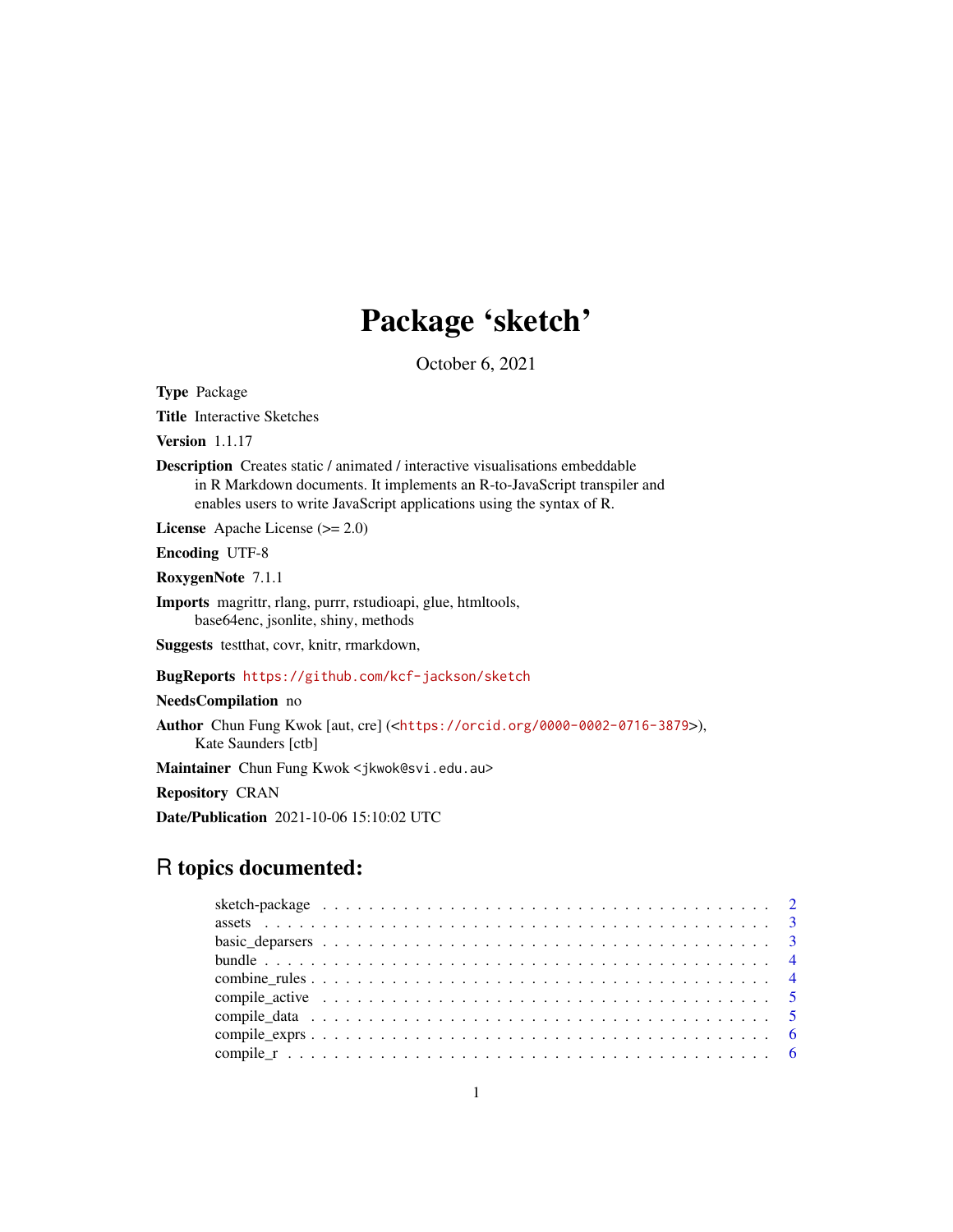# Package 'sketch'

October 6, 2021

**Type** Package

**Title** Interactive Sketches

**Version** 1.1.17

**Description** Creates static / animated / interactive visualisations embeddable in R Markdown documents. It implements an R-to-JavaScript transpiler and enables users to write JavaScript applications using the syntax of R.

**License** Apache License (>= 2.0)

**Encoding** UTF-8

**RoxygenNote** 7.1.1

**Imports** magrittr, rlang, purrr, rstudioapi, glue, htmltools, base64enc, jsonlite, shiny, methods

**Suggests** testthat, covr, knitr, rmarkdown,

**BugReports** https://github.com/kcf-jackson/sketch

**NeedsCompilation** no

**Author** Chun Fung Kwok [aut, cre] (<https://orcid.org/0000-0002-0716-3879>), Kate Saunders [ctb]

**Maintainer** Chun Fung Kwok <jkwok@svi.edu.au>

**Repository** CRAN

**Date/Publication** 2021-10-06 15:10:02 UTC

## R topics documented:

| | |
|---|---|
| sketch-package | 2 |
| assets | 3 |
| basic_deparsers | 3 |
| bundle | 4 |
| combine_rules | 4 |
| compile_active | 5 |
| compile_data | 5 |
| compile_exprs | 6 |
| compile_r | 6 |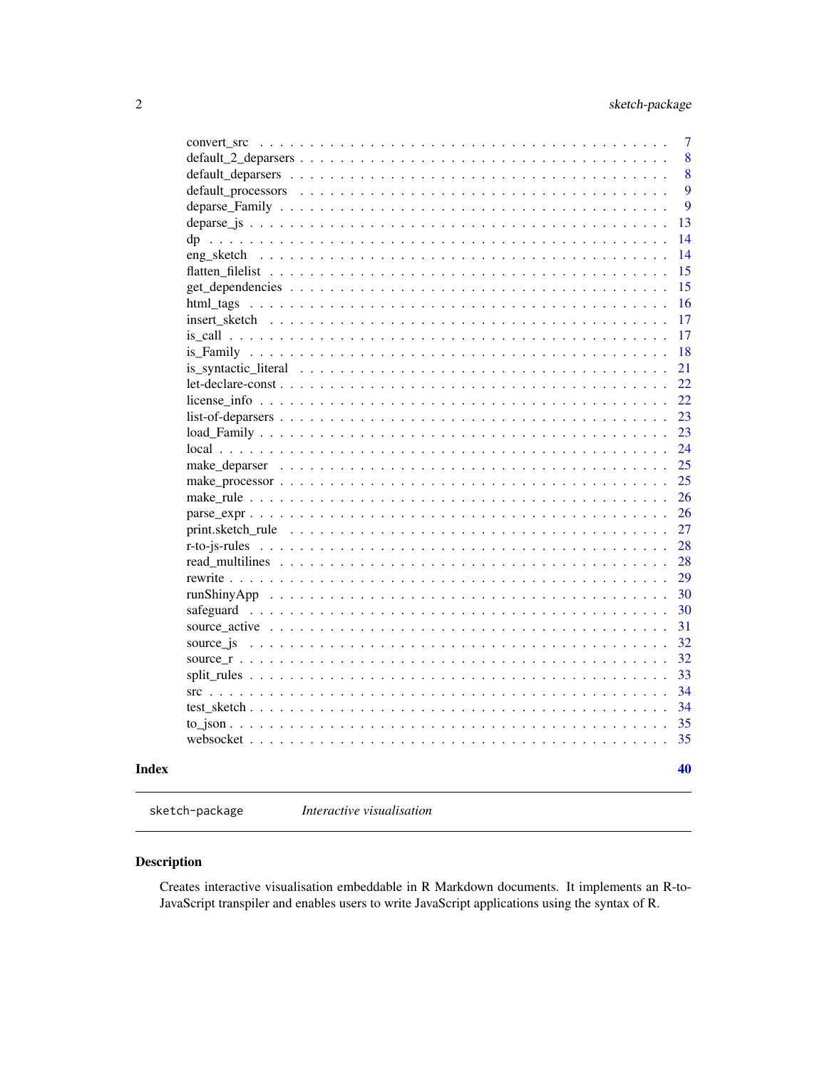| | |
|---|---|
| convert_src | 7 |
| default_2_deparsers | 8 |
| default_deparsers | 8 |
| default_processors | 9 |
| deparse_Family | 9 |
| deparse_js | 13 |
| dp | 14 |
| eng_sketch | 14 |
| flatten_filelist | 15 |
| get_dependencies | 15 |
| html_tags | 16 |
| insert_sketch | 17 |
| is_call | 17 |
| is_Family | 18 |
| is_syntactic_literal | 21 |
| let-declare-const | 22 |
| license_info | 22 |
| list-of-deparsers | 23 |
| load_Family | 23 |
| local | 24 |
| make_deparser | 25 |
| make_processor | 25 |
| make_rule | 26 |
| parse_expr | 26 |
| print.sketch_rule | 27 |
| r-to-js-rules | 28 |
| read_multilines | 28 |
| rewrite | 29 |
| runShinyApp | 30 |
| safeguard | 30 |
| source_active | 31 |
| source_js | 32 |
| source_r | 32 |
| split_rules | 33 |
| src | 34 |
| test_sketch | 34 |
| to_json | 35 |
| websocket | 35 |

**Index** **40**

---

`sketch-package` *Interactive visualisation*

---

## Description

Creates interactive visualisation embeddable in R Markdown documents. It implements an R-to-JavaScript transpiler and enables users to write JavaScript applications using the syntax of R.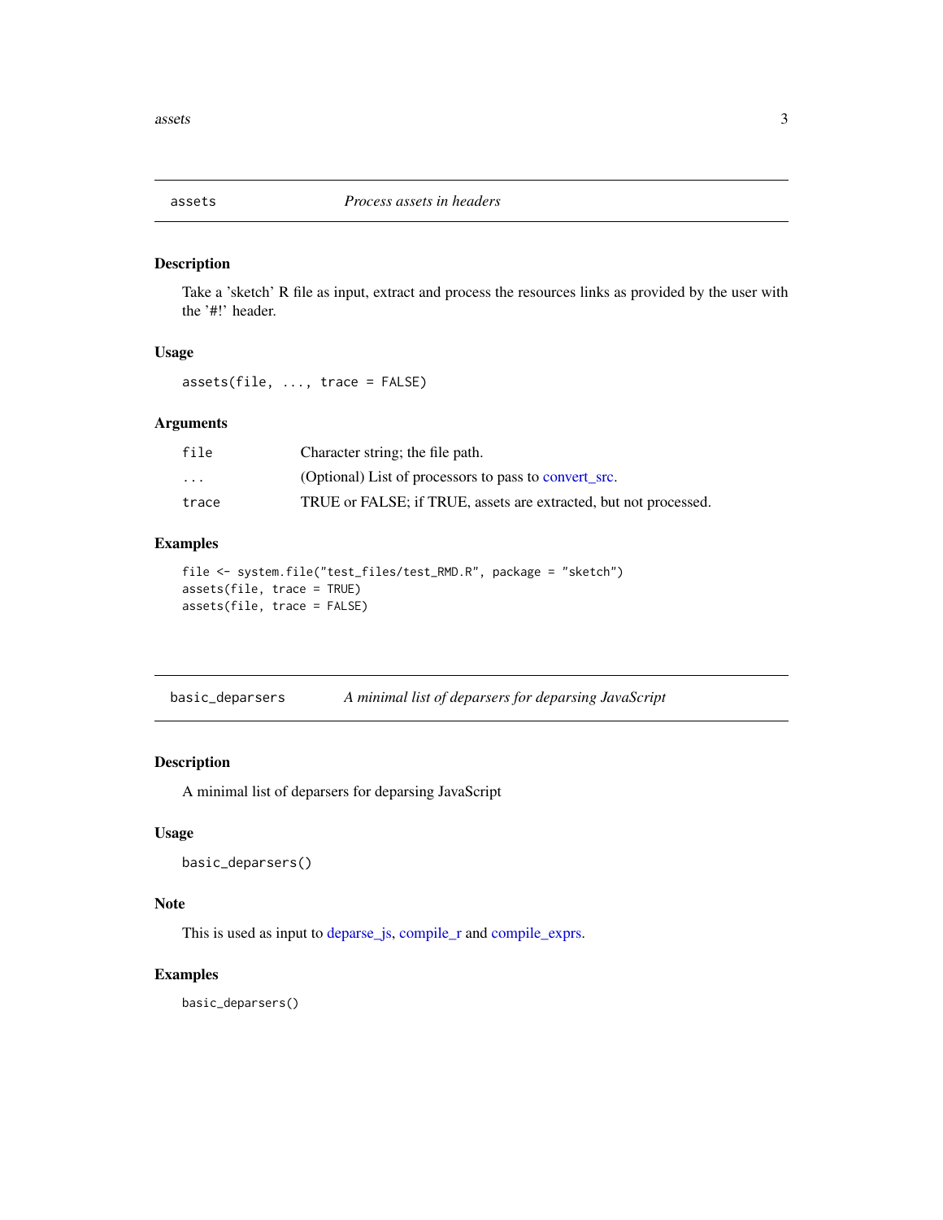## assets — *Process assets in headers*

### Description

Take a 'sketch' R file as input, extract and process the resources links as provided by the user with the '#!' header.

### Usage

```
assets(file, ..., trace = FALSE)
```

### Arguments

| | |
|---|---|
| `file` | Character string; the file path. |
| `...` | (Optional) List of processors to pass to convert_src. |
| `trace` | TRUE or FALSE; if TRUE, assets are extracted, but not processed. |

### Examples

```
file <- system.file("test_files/test_RMD.R", package = "sketch")
assets(file, trace = TRUE)
assets(file, trace = FALSE)
```

## basic_deparsers — *A minimal list of deparsers for deparsing JavaScript*

### Description

A minimal list of deparsers for deparsing JavaScript

### Usage

```
basic_deparsers()
```

### Note

This is used as input to deparse_js, compile_r and compile_exprs.

### Examples

```
basic_deparsers()
```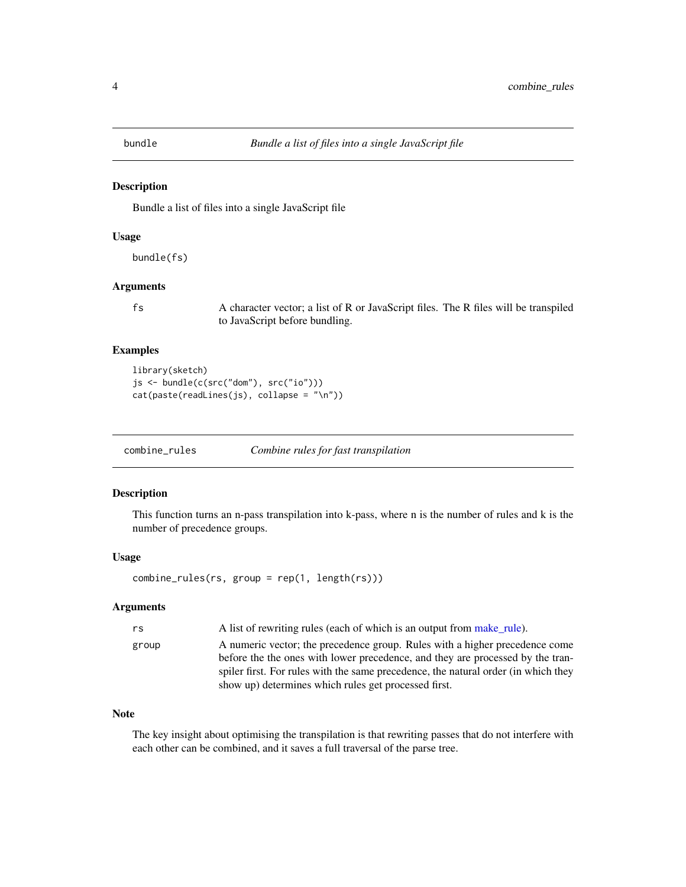## bundle — *Bundle a list of files into a single JavaScript file*

### Description

Bundle a list of files into a single JavaScript file

### Usage

```
bundle(fs)
```

### Arguments

| | |
|---|---|
| `fs` | A character vector; a list of R or JavaScript files. The R files will be transpiled to JavaScript before bundling. |

### Examples

```
library(sketch)
js <- bundle(c(src("dom"), src("io")))
cat(paste(readLines(js), collapse = "\n"))
```

## combine_rules — *Combine rules for fast transpilation*

### Description

This function turns an n-pass transpilation into k-pass, where n is the number of rules and k is the number of precedence groups.

### Usage

```
combine_rules(rs, group = rep(1, length(rs)))
```

### Arguments

| | |
|---|---|
| `rs` | A list of rewriting rules (each of which is an output from make_rule). |
| `group` | A numeric vector; the precedence group. Rules with a higher precedence come before the the ones with lower precedence, and they are processed by the transpiler first. For rules with the same precedence, the natural order (in which they show up) determines which rules get processed first. |

### Note

The key insight about optimising the transpilation is that rewriting passes that do not interfere with each other can be combined, and it saves a full traversal of the parse tree.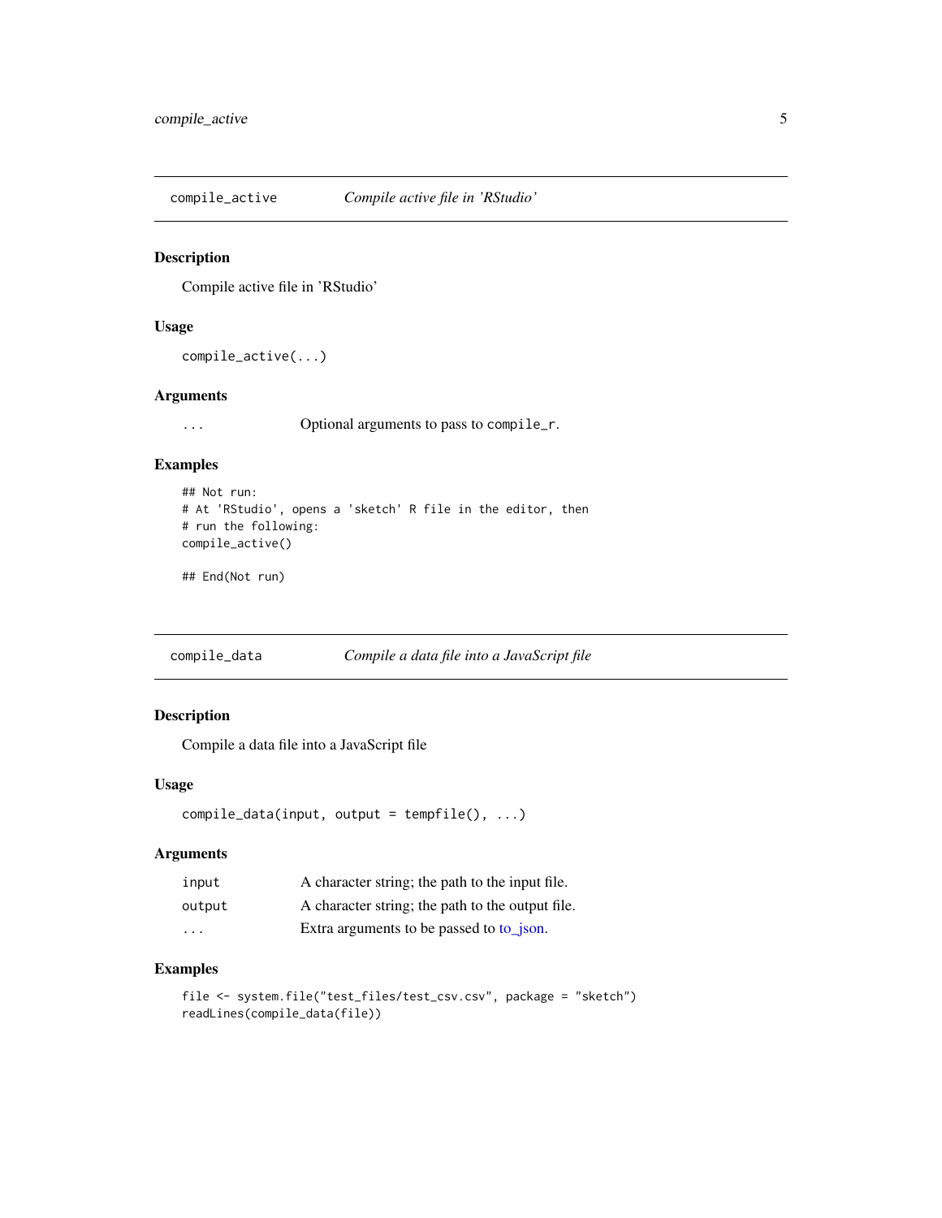## compile_active — *Compile active file in 'RStudio'*

### Description

Compile active file in 'RStudio'

### Usage

```
compile_active(...)
```

### Arguments

| | |
|---|---|
| ... | Optional arguments to pass to `compile_r`. |

### Examples

```
## Not run:
# At 'RStudio', opens a 'sketch' R file in the editor, then
# run the following:
compile_active()

## End(Not run)
```

## compile_data — *Compile a data file into a JavaScript file*

### Description

Compile a data file into a JavaScript file

### Usage

```
compile_data(input, output = tempfile(), ...)
```

### Arguments

| | |
|---|---|
| input | A character string; the path to the input file. |
| output | A character string; the path to the output file. |
| ... | Extra arguments to be passed to to_json. |

### Examples

```
file <- system.file("test_files/test_csv.csv", package = "sketch")
readLines(compile_data(file))
```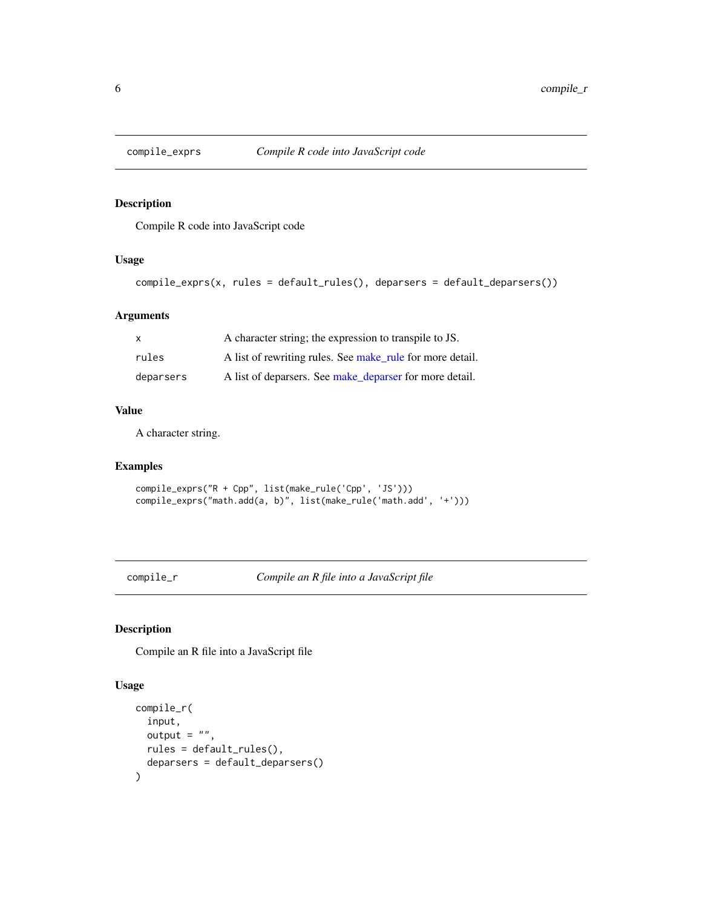## compile_exprs — *Compile R code into JavaScript code*

### Description

Compile R code into JavaScript code

### Usage

```
compile_exprs(x, rules = default_rules(), deparsers = default_deparsers())
```

### Arguments

| | |
|---|---|
| x | A character string; the expression to transpile to JS. |
| rules | A list of rewriting rules. See make_rule for more detail. |
| deparsers | A list of deparsers. See make_deparser for more detail. |

### Value

A character string.

### Examples

```
compile_exprs("R + Cpp", list(make_rule('Cpp', 'JS')))
compile_exprs("math.add(a, b)", list(make_rule('math.add', '+')))
```

## compile_r — *Compile an R file into a JavaScript file*

### Description

Compile an R file into a JavaScript file

### Usage

```
compile_r(
  input,
  output = "",
  rules = default_rules(),
  deparsers = default_deparsers()
)
```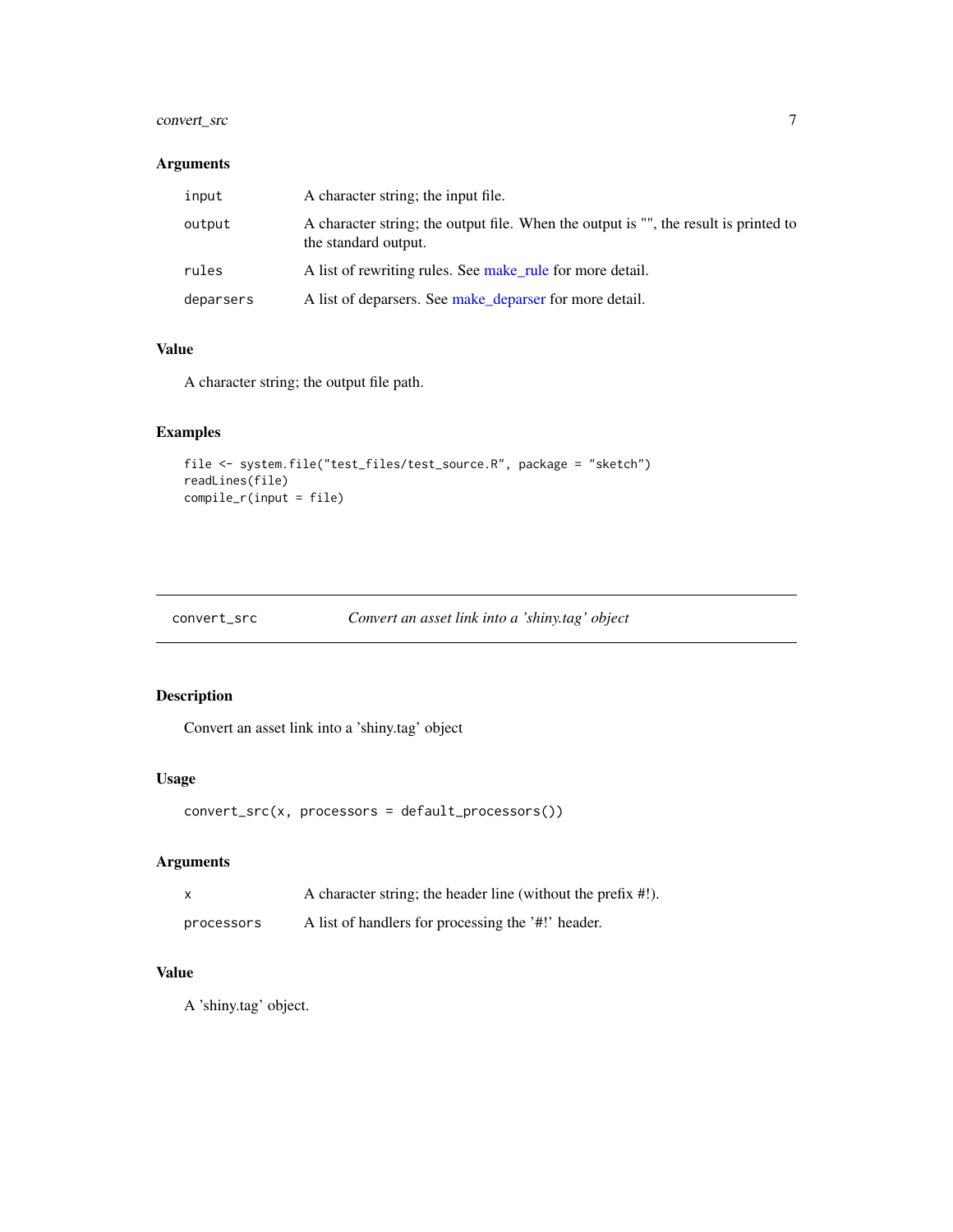### Arguments

| | |
|---|---|
| `input` | A character string; the input file. |
| `output` | A character string; the output file. When the output is "", the result is printed to the standard output. |
| `rules` | A list of rewriting rules. See make_rule for more detail. |
| `deparsers` | A list of deparsers. See make_deparser for more detail. |

### Value

A character string; the output file path.

### Examples

```
file <- system.file("test_files/test_source.R", package = "sketch")
readLines(file)
compile_r(input = file)
```

---

## convert_src — *Convert an asset link into a 'shiny.tag' object*

---

### Description

Convert an asset link into a 'shiny.tag' object

### Usage

```
convert_src(x, processors = default_processors())
```

### Arguments

| | |
|---|---|
| `x` | A character string; the header line (without the prefix #!). |
| `processors` | A list of handlers for processing the '#!' header. |

### Value

A 'shiny.tag' object.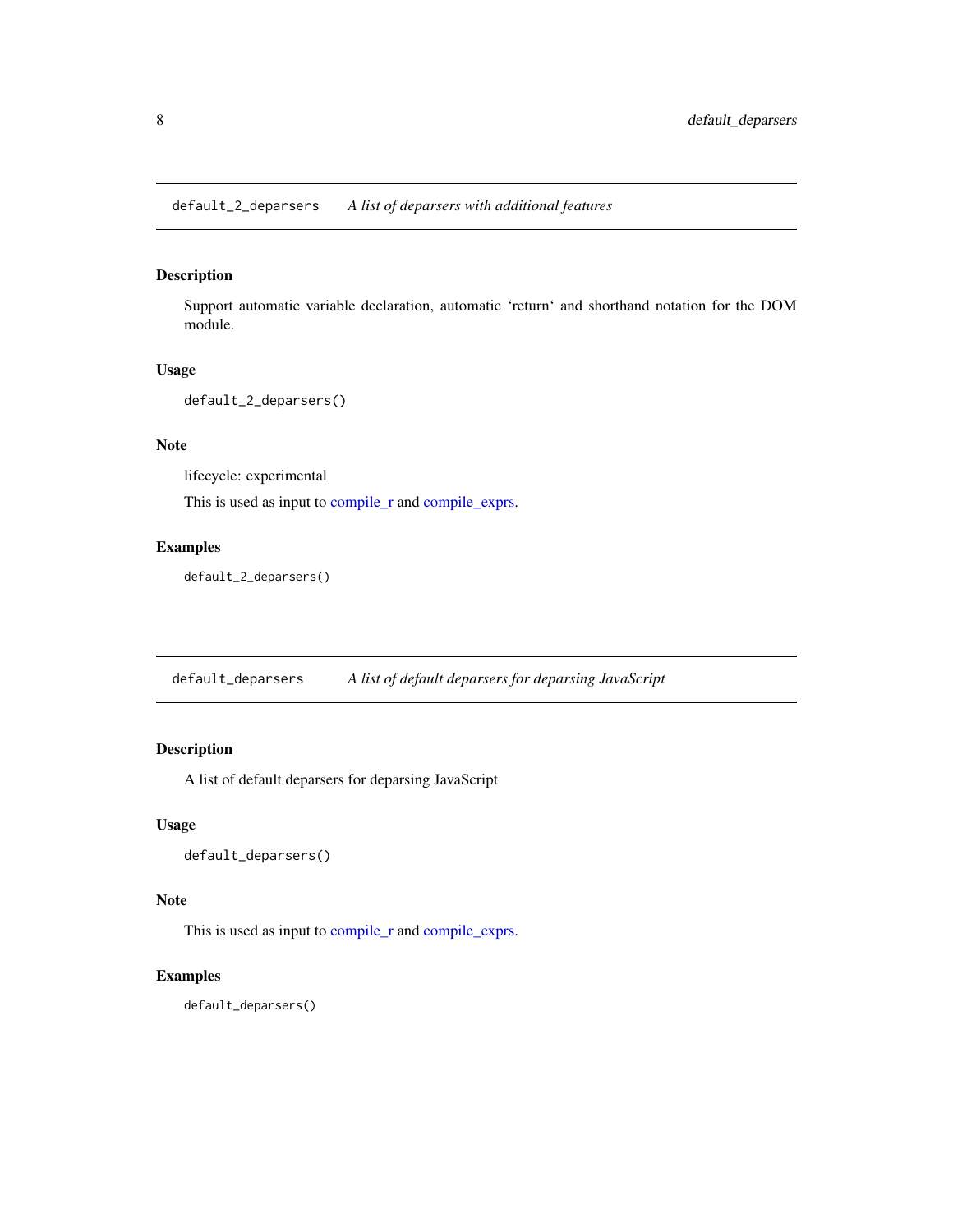## default_2_deparsers — *A list of deparsers with additional features*

### Description

Support automatic variable declaration, automatic 'return' and shorthand notation for the DOM module.

### Usage

```
default_2_deparsers()
```

### Note

lifecycle: experimental

This is used as input to compile_r and compile_exprs.

### Examples

```
default_2_deparsers()
```

## default_deparsers — *A list of default deparsers for deparsing JavaScript*

### Description

A list of default deparsers for deparsing JavaScript

### Usage

```
default_deparsers()
```

### Note

This is used as input to compile_r and compile_exprs.

### Examples

```
default_deparsers()
```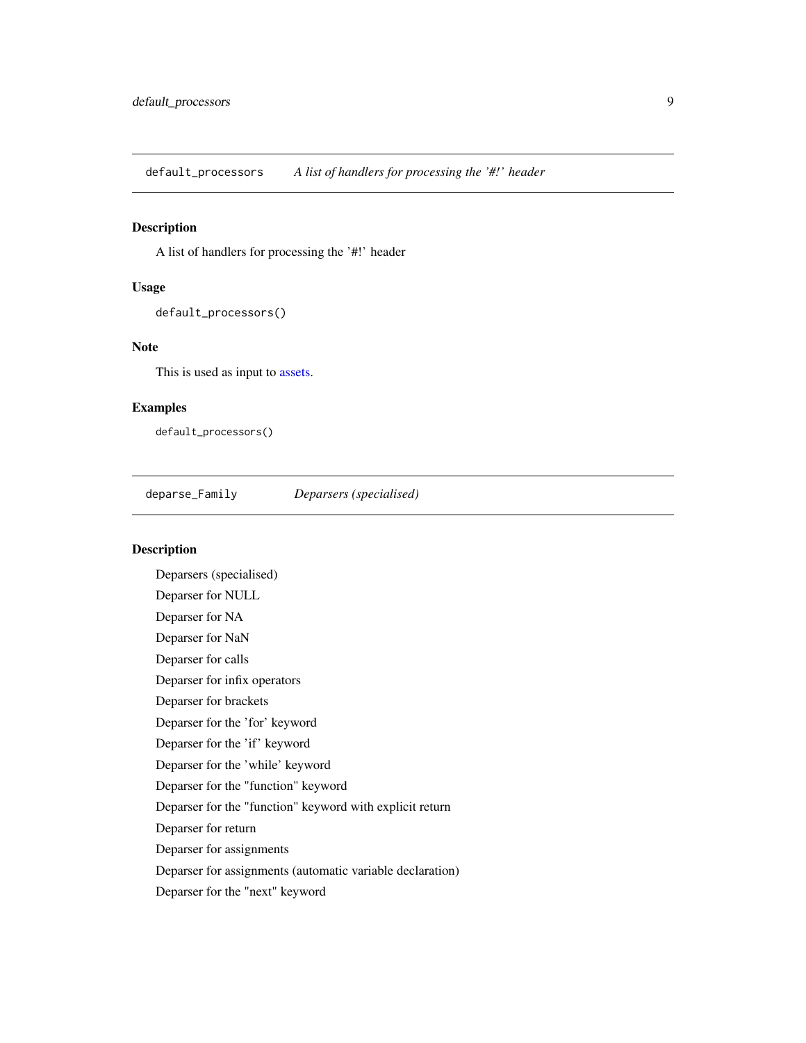## default_processors — *A list of handlers for processing the '#!' header*

### Description

A list of handlers for processing the '#!' header

### Usage

```
default_processors()
```

### Note

This is used as input to assets.

### Examples

```
default_processors()
```

## deparse_Family — *Deparsers (specialised)*

### Description

Deparsers (specialised)

Deparser for NULL

Deparser for NA

Deparser for NaN

Deparser for calls

Deparser for infix operators

Deparser for brackets

Deparser for the 'for' keyword

Deparser for the 'if' keyword

Deparser for the 'while' keyword

Deparser for the "function" keyword

Deparser for the "function" keyword with explicit return

Deparser for return

Deparser for assignments

Deparser for assignments (automatic variable declaration)

Deparser for the "next" keyword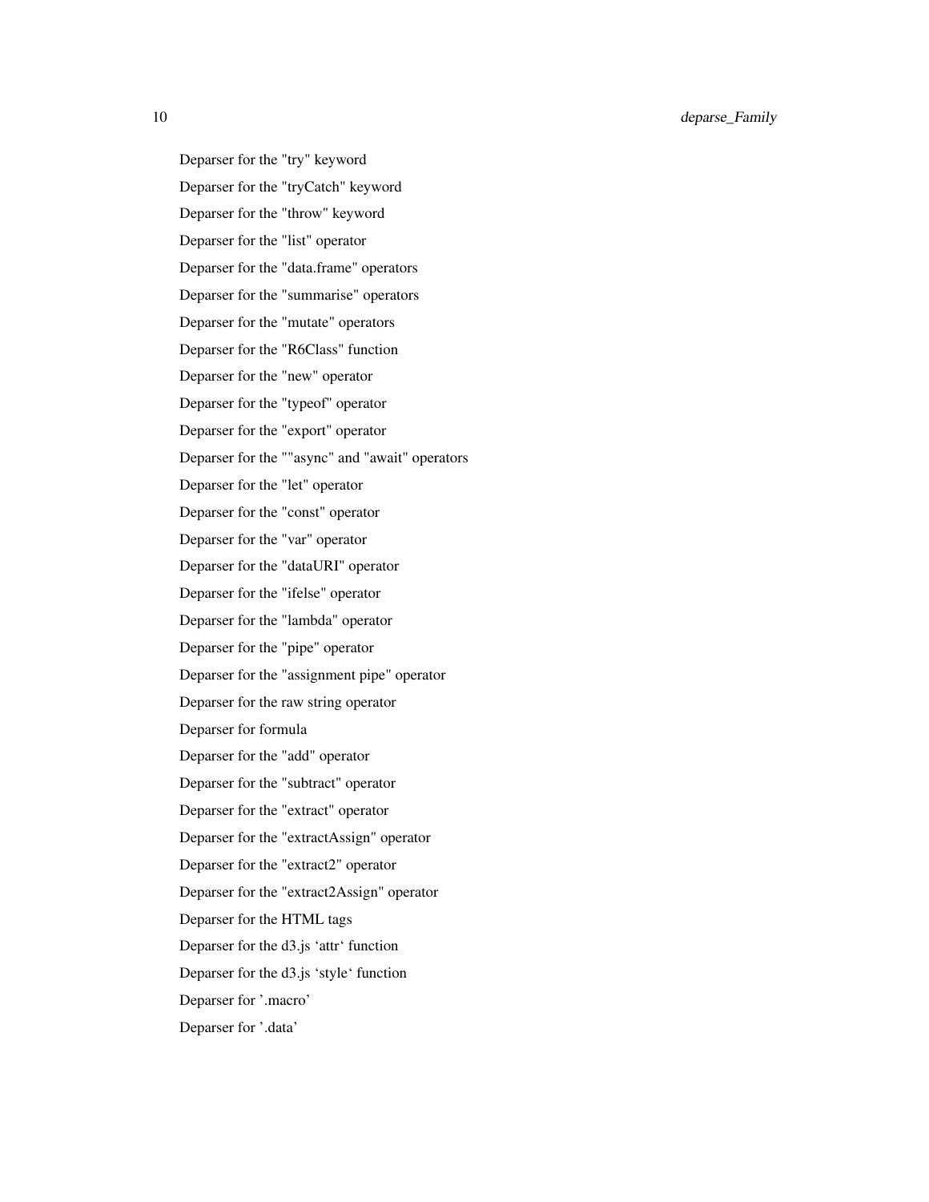Deparser for the "try" keyword

Deparser for the "tryCatch" keyword

Deparser for the "throw" keyword

Deparser for the "list" operator

Deparser for the "data.frame" operators

Deparser for the "summarise" operators

Deparser for the "mutate" operators

Deparser for the "R6Class" function

Deparser for the "new" operator

Deparser for the "typeof" operator

Deparser for the "export" operator

Deparser for the ""async" and "await" operators

Deparser for the "let" operator

Deparser for the "const" operator

Deparser for the "var" operator

Deparser for the "dataURI" operator

Deparser for the "ifelse" operator

Deparser for the "lambda" operator

Deparser for the "pipe" operator

Deparser for the "assignment pipe" operator

Deparser for the raw string operator

Deparser for formula

Deparser for the "add" operator

Deparser for the "subtract" operator

Deparser for the "extract" operator

Deparser for the "extractAssign" operator

Deparser for the "extract2" operator

Deparser for the "extract2Assign" operator

Deparser for the HTML tags

Deparser for the d3.js 'attr' function

Deparser for the d3.js 'style' function

Deparser for '.macro'

Deparser for '.data'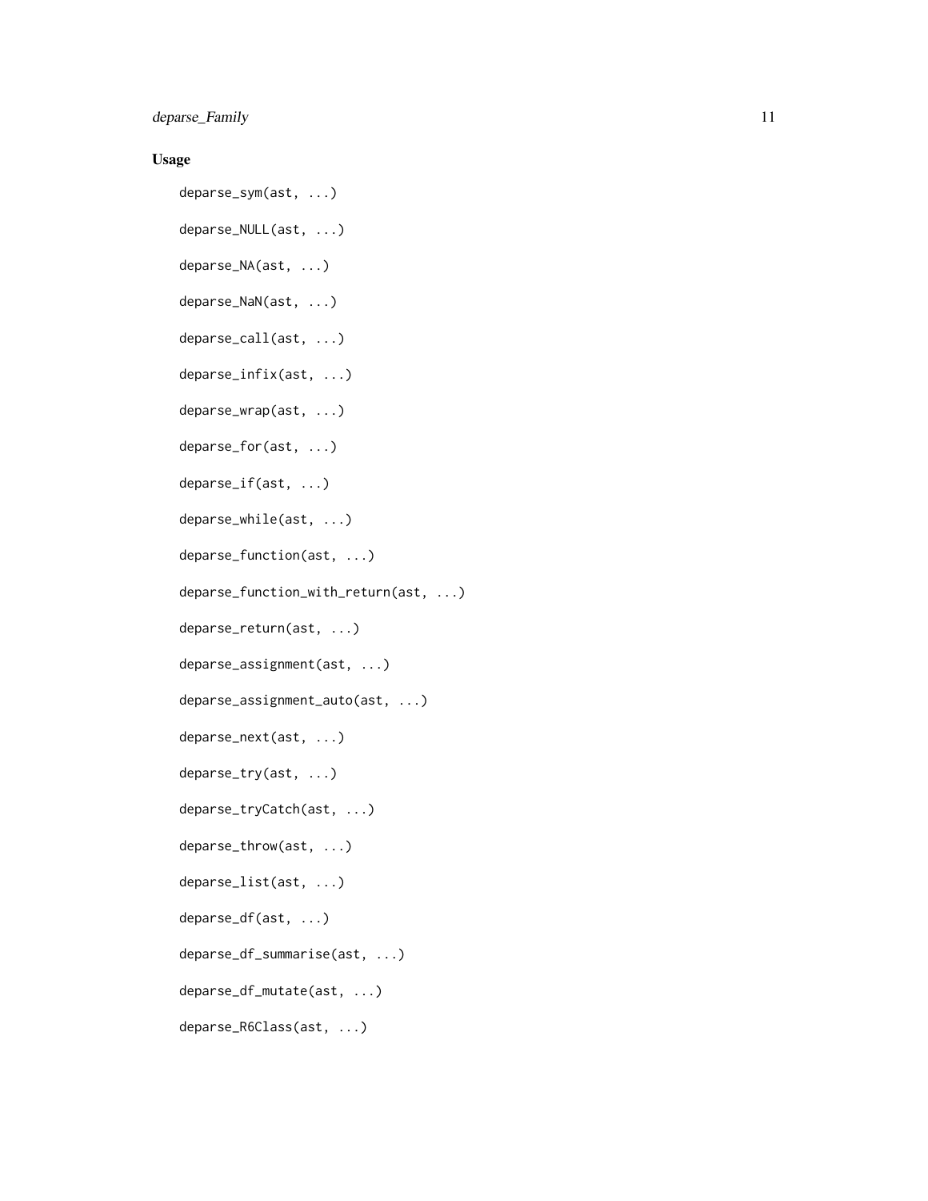## Usage

```
deparse_sym(ast, ...)

deparse_NULL(ast, ...)

deparse_NA(ast, ...)

deparse_NaN(ast, ...)

deparse_call(ast, ...)

deparse_infix(ast, ...)

deparse_wrap(ast, ...)

deparse_for(ast, ...)

deparse_if(ast, ...)

deparse_while(ast, ...)

deparse_function(ast, ...)

deparse_function_with_return(ast, ...)

deparse_return(ast, ...)

deparse_assignment(ast, ...)

deparse_assignment_auto(ast, ...)

deparse_next(ast, ...)

deparse_try(ast, ...)

deparse_tryCatch(ast, ...)

deparse_throw(ast, ...)

deparse_list(ast, ...)

deparse_df(ast, ...)

deparse_df_summarise(ast, ...)

deparse_df_mutate(ast, ...)

deparse_R6Class(ast, ...)
```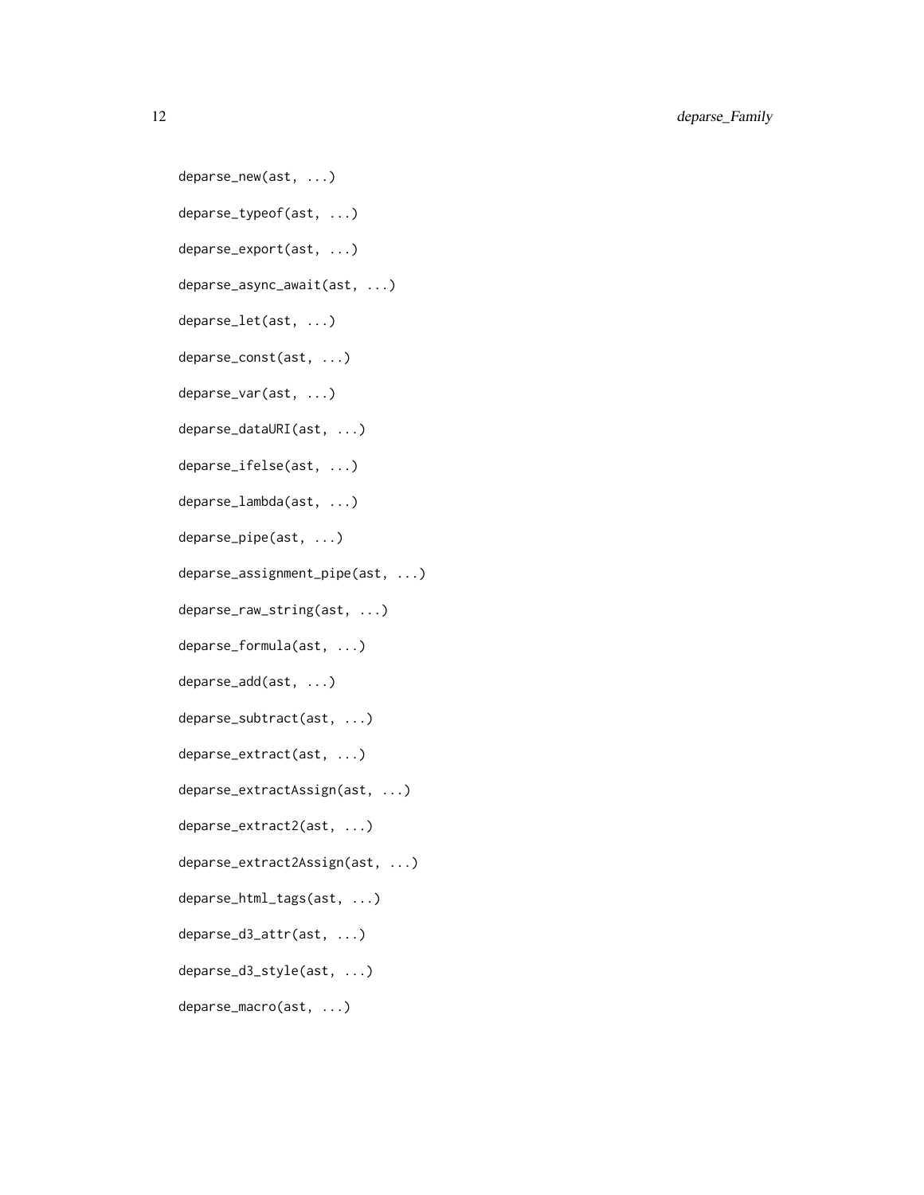```
deparse_new(ast, ...)

deparse_typeof(ast, ...)

deparse_export(ast, ...)

deparse_async_await(ast, ...)

deparse_let(ast, ...)

deparse_const(ast, ...)

deparse_var(ast, ...)

deparse_dataURI(ast, ...)

deparse_ifelse(ast, ...)

deparse_lambda(ast, ...)

deparse_pipe(ast, ...)

deparse_assignment_pipe(ast, ...)

deparse_raw_string(ast, ...)

deparse_formula(ast, ...)

deparse_add(ast, ...)

deparse_subtract(ast, ...)

deparse_extract(ast, ...)

deparse_extractAssign(ast, ...)

deparse_extract2(ast, ...)

deparse_extract2Assign(ast, ...)

deparse_html_tags(ast, ...)

deparse_d3_attr(ast, ...)

deparse_d3_style(ast, ...)

deparse_macro(ast, ...)
```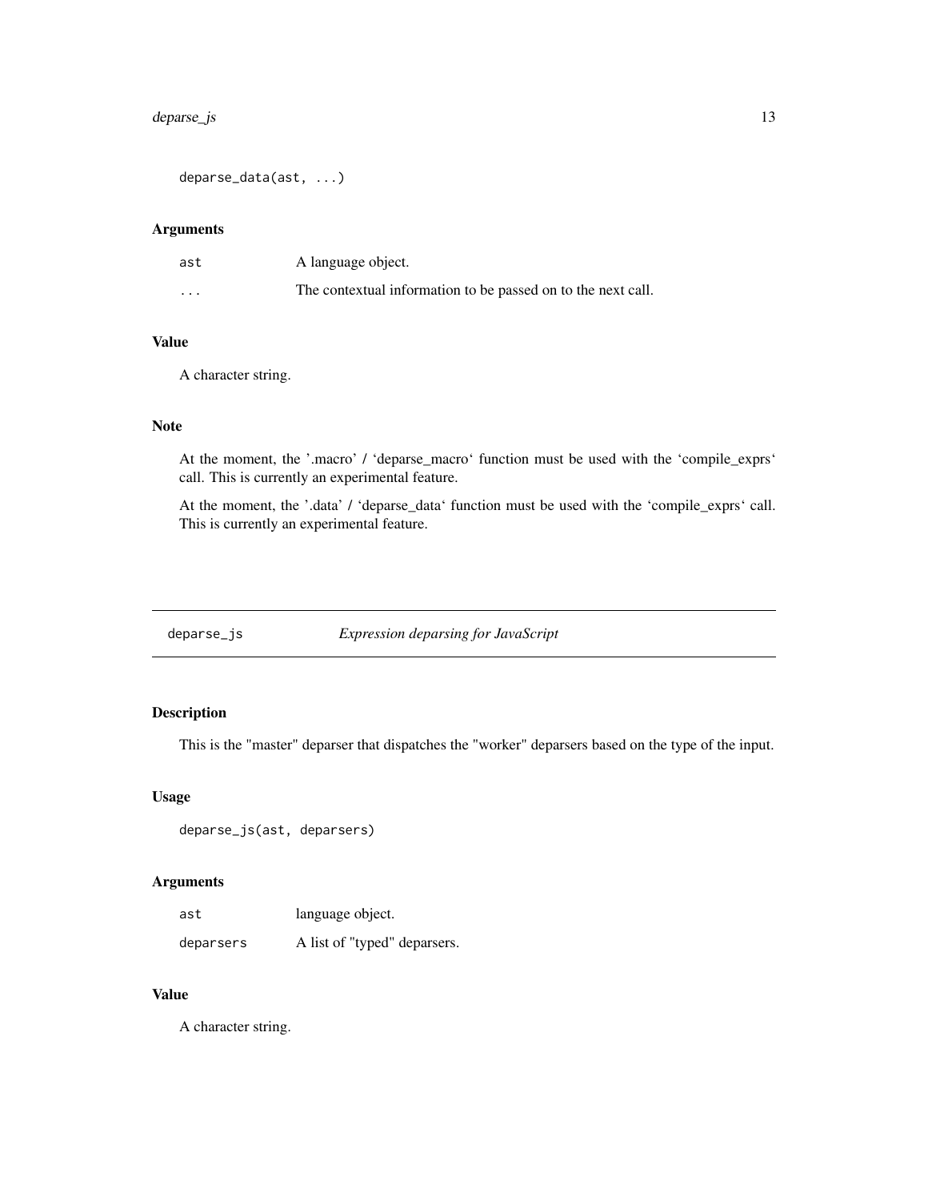```
deparse_data(ast, ...)
```

### Arguments

| | |
|---|---|
| ast | A language object. |
| ... | The contextual information to be passed on to the next call. |

### Value

A character string.

### Note

At the moment, the '.macro' / 'deparse_macro' function must be used with the 'compile_exprs' call. This is currently an experimental feature.

At the moment, the '.data' / 'deparse_data' function must be used with the 'compile_exprs' call. This is currently an experimental feature.

---

## deparse_js — *Expression deparsing for JavaScript*

---

### Description

This is the "master" deparser that dispatches the "worker" deparsers based on the type of the input.

### Usage

```
deparse_js(ast, deparsers)
```

### Arguments

| | |
|---|---|
| ast | language object. |
| deparsers | A list of "typed" deparsers. |

### Value

A character string.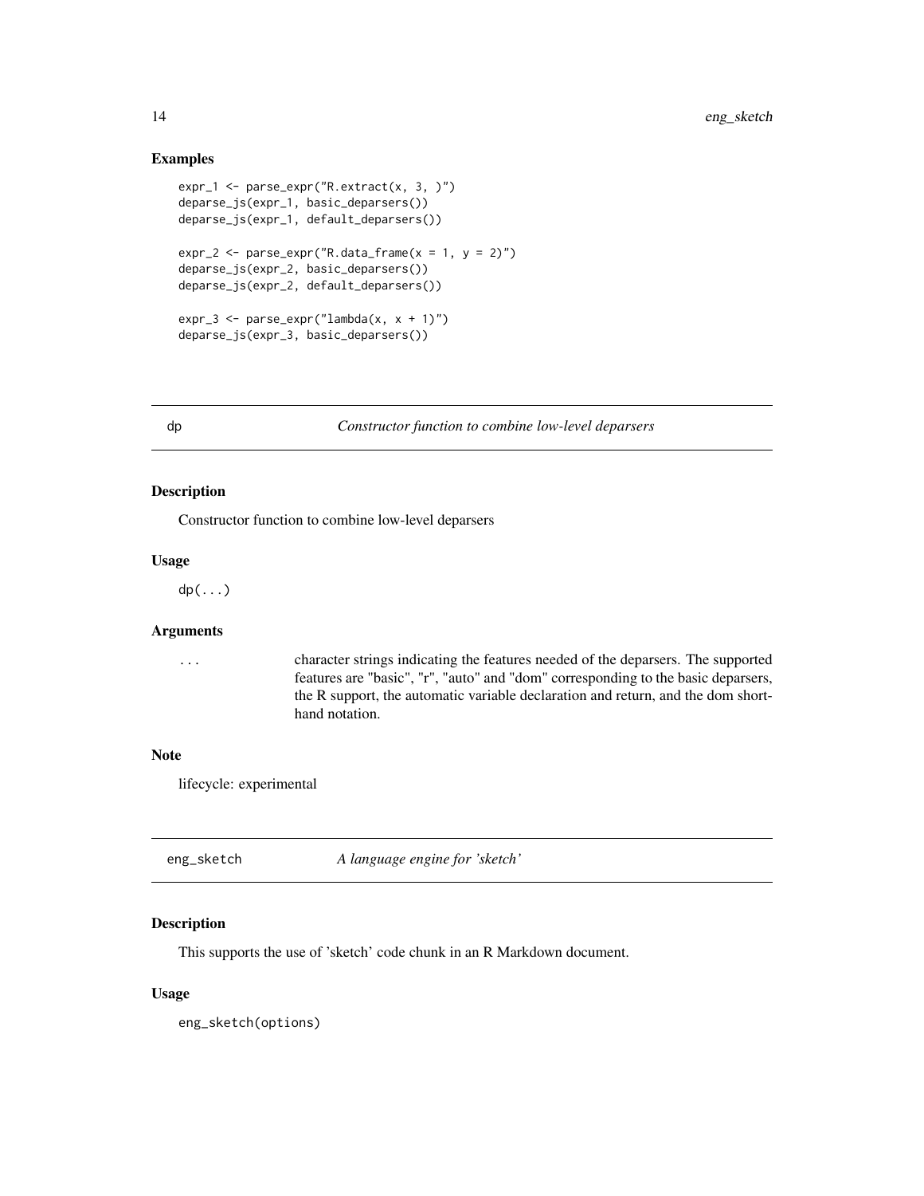### Examples

```
expr_1 <- parse_expr("R.extract(x, 3, )")
deparse_js(expr_1, basic_deparsers())
deparse_js(expr_1, default_deparsers())

expr_2 <- parse_expr("R.data_frame(x = 1, y = 2)")
deparse_js(expr_2, basic_deparsers())
deparse_js(expr_2, default_deparsers())

expr_3 <- parse_expr("lambda(x, x + 1)")
deparse_js(expr_3, basic_deparsers())
```

---

## dp — *Constructor function to combine low-level deparsers*

### Description

Constructor function to combine low-level deparsers

### Usage

```
dp(...)
```

### Arguments

| | |
|---|---|
| ... | character strings indicating the features needed of the deparsers. The supported features are "basic", "r", "auto" and "dom" corresponding to the basic deparsers, the R support, the automatic variable declaration and return, and the dom shorthand notation. |

### Note

lifecycle: experimental

---

## eng_sketch — *A language engine for 'sketch'*

### Description

This supports the use of 'sketch' code chunk in an R Markdown document.

### Usage

```
eng_sketch(options)
```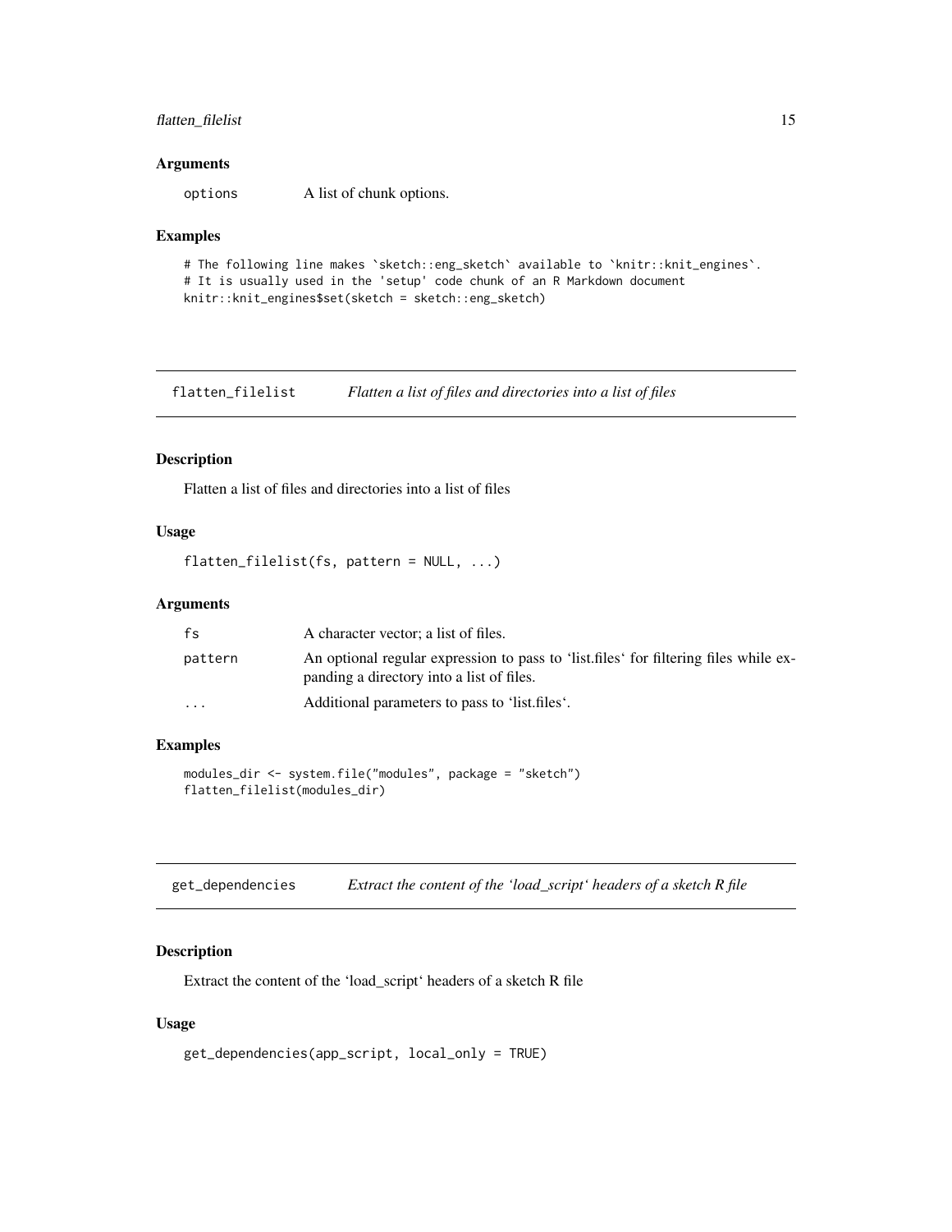### Arguments

| | |
|---|---|
| options | A list of chunk options. |

### Examples

```
# The following line makes `sketch::eng_sketch` available to `knitr::knit_engines`.
# It is usually used in the 'setup' code chunk of an R Markdown document
knitr::knit_engines$set(sketch = sketch::eng_sketch)
```

## flatten_filelist — *Flatten a list of files and directories into a list of files*

### Description

Flatten a list of files and directories into a list of files

### Usage

```
flatten_filelist(fs, pattern = NULL, ...)
```

### Arguments

| | |
|---|---|
| fs | A character vector; a list of files. |
| pattern | An optional regular expression to pass to 'list.files' for filtering files while expanding a directory into a list of files. |
| ... | Additional parameters to pass to 'list.files'. |

### Examples

```
modules_dir <- system.file("modules", package = "sketch")
flatten_filelist(modules_dir)
```

## get_dependencies — *Extract the content of the 'load_script' headers of a sketch R file*

### Description

Extract the content of the 'load_script' headers of a sketch R file

### Usage

```
get_dependencies(app_script, local_only = TRUE)
```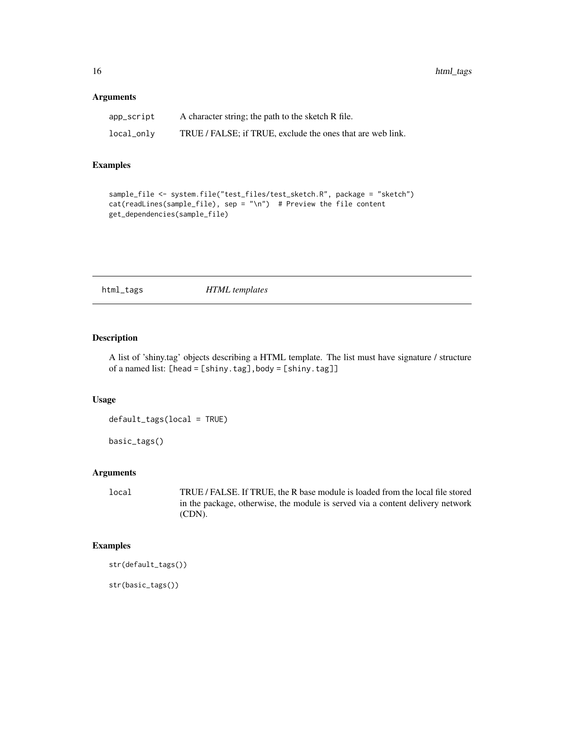### Arguments

| | |
|---|---|
| app_script | A character string; the path to the sketch R file. |
| local_only | TRUE / FALSE; if TRUE, exclude the ones that are web link. |

### Examples

```
sample_file <- system.file("test_files/test_sketch.R", package = "sketch")
cat(readLines(sample_file), sep = "\n")  # Preview the file content
get_dependencies(sample_file)
```

---

## html_tags *HTML templates*

---

### Description

A list of 'shiny.tag' objects describing a HTML template. The list must have signature / structure of a named list: [head = [shiny.tag],body = [shiny.tag]]

### Usage

```
default_tags(local = TRUE)

basic_tags()
```

### Arguments

| | |
|---|---|
| local | TRUE / FALSE. If TRUE, the R base module is loaded from the local file stored in the package, otherwise, the module is served via a content delivery network (CDN). |

### Examples

```
str(default_tags())

str(basic_tags())
```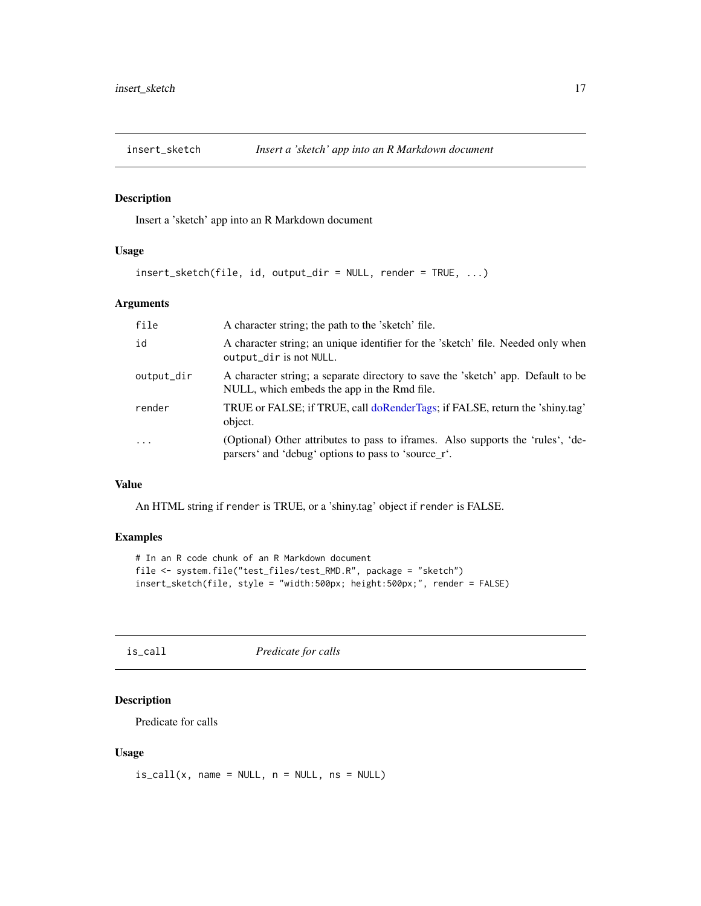## insert_sketch — *Insert a 'sketch' app into an R Markdown document*

### Description

Insert a 'sketch' app into an R Markdown document

### Usage

```
insert_sketch(file, id, output_dir = NULL, render = TRUE, ...)
```

### Arguments

| | |
|---|---|
| `file` | A character string; the path to the 'sketch' file. |
| `id` | A character string; an unique identifier for the 'sketch' file. Needed only when `output_dir` is not `NULL`. |
| `output_dir` | A character string; a separate directory to save the 'sketch' app. Default to be NULL, which embeds the app in the Rmd file. |
| `render` | TRUE or FALSE; if TRUE, call doRenderTags; if FALSE, return the 'shiny.tag' object. |
| `...` | (Optional) Other attributes to pass to iframes. Also supports the 'rules', 'deparsers' and 'debug' options to pass to 'source_r'. |

### Value

An HTML string if `render` is TRUE, or a 'shiny.tag' object if `render` is FALSE.

### Examples

```
# In an R code chunk of an R Markdown document
file <- system.file("test_files/test_RMD.R", package = "sketch")
insert_sketch(file, style = "width:500px; height:500px;", render = FALSE)
```

## is_call — *Predicate for calls*

### Description

Predicate for calls

### Usage

```
is_call(x, name = NULL, n = NULL, ns = NULL)
```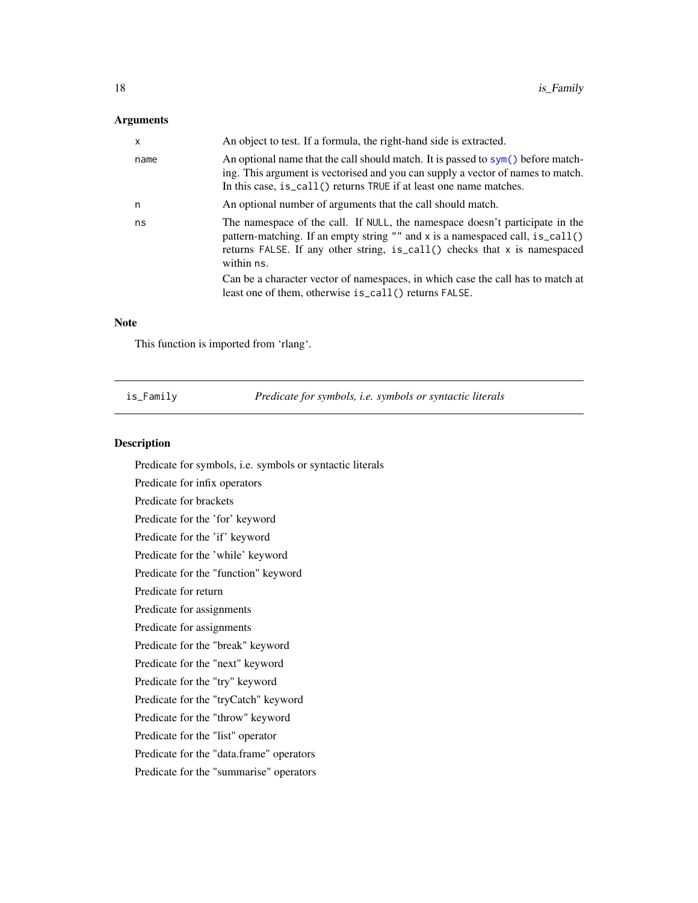## Arguments

| | |
|---|---|
| `x` | An object to test. If a formula, the right-hand side is extracted. |
| `name` | An optional name that the call should match. It is passed to `sym()` before matching. This argument is vectorised and you can supply a vector of names to match. In this case, `is_call()` returns `TRUE` if at least one name matches. |
| `n` | An optional number of arguments that the call should match. |
| `ns` | The namespace of the call. If `NULL`, the namespace doesn't participate in the pattern-matching. If an empty string `""` and `x` is a namespaced call, `is_call()` returns `FALSE`. If any other string, `is_call()` checks that `x` is namespaced within `ns`.<br><br>Can be a character vector of namespaces, in which case the call has to match at least one of them, otherwise `is_call()` returns `FALSE`. |

## Note

This function is imported from 'rlang'.

---

`is_Family` *Predicate for symbols, i.e. symbols or syntactic literals*

---

## Description

Predicate for symbols, i.e. symbols or syntactic literals

Predicate for infix operators

Predicate for brackets

Predicate for the 'for' keyword

Predicate for the 'if' keyword

Predicate for the 'while' keyword

Predicate for the "function" keyword

Predicate for return

Predicate for assignments

Predicate for assignments

Predicate for the "break" keyword

Predicate for the "next" keyword

Predicate for the "try" keyword

Predicate for the "tryCatch" keyword

Predicate for the "throw" keyword

Predicate for the "list" operator

Predicate for the "data.frame" operators

Predicate for the "summarise" operators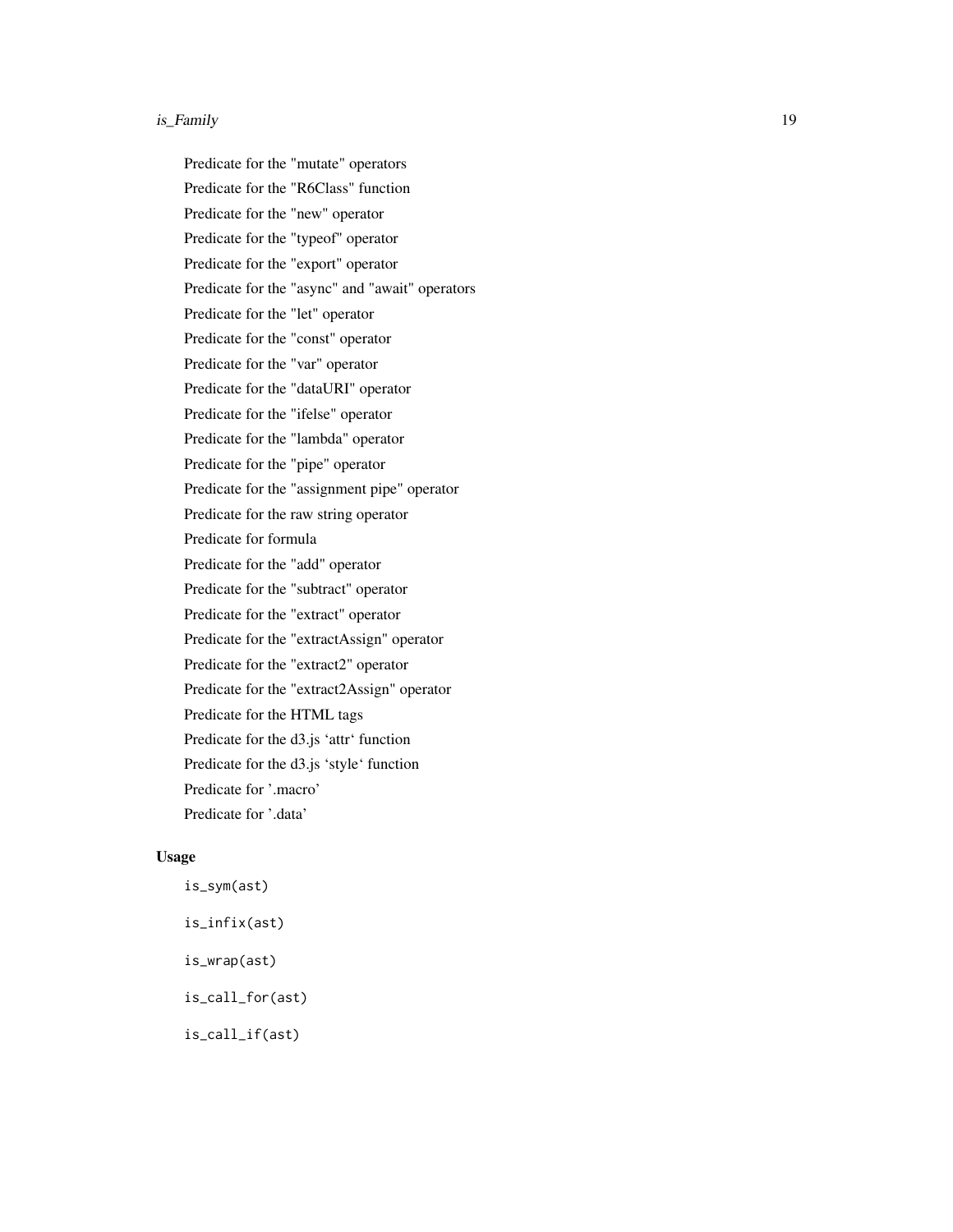Predicate for the "mutate" operators

Predicate for the "R6Class" function

Predicate for the "new" operator

Predicate for the "typeof" operator

Predicate for the "export" operator

Predicate for the "async" and "await" operators

Predicate for the "let" operator

Predicate for the "const" operator

Predicate for the "var" operator

Predicate for the "dataURI" operator

Predicate for the "ifelse" operator

Predicate for the "lambda" operator

Predicate for the "pipe" operator

Predicate for the "assignment pipe" operator

Predicate for the raw string operator

Predicate for formula

Predicate for the "add" operator

Predicate for the "subtract" operator

Predicate for the "extract" operator

Predicate for the "extractAssign" operator

Predicate for the "extract2" operator

Predicate for the "extract2Assign" operator

Predicate for the HTML tags

Predicate for the d3.js 'attr' function

Predicate for the d3.js 'style' function

Predicate for '.macro'

Predicate for '.data'

### Usage

```
is_sym(ast)

is_infix(ast)

is_wrap(ast)

is_call_for(ast)

is_call_if(ast)
```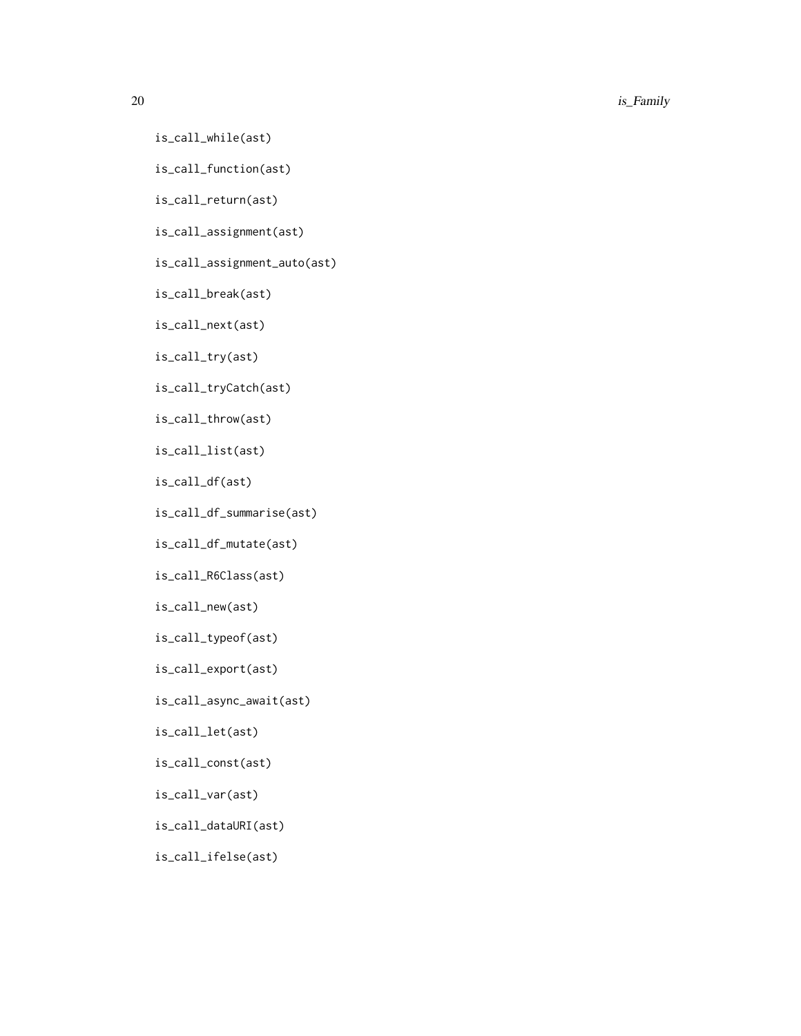```
is_call_while(ast)

is_call_function(ast)

is_call_return(ast)

is_call_assignment(ast)

is_call_assignment_auto(ast)

is_call_break(ast)

is_call_next(ast)

is_call_try(ast)

is_call_tryCatch(ast)

is_call_throw(ast)

is_call_list(ast)

is_call_df(ast)

is_call_df_summarise(ast)

is_call_df_mutate(ast)

is_call_R6Class(ast)

is_call_new(ast)

is_call_typeof(ast)

is_call_export(ast)

is_call_async_await(ast)

is_call_let(ast)

is_call_const(ast)

is_call_var(ast)

is_call_dataURI(ast)

is_call_ifelse(ast)
```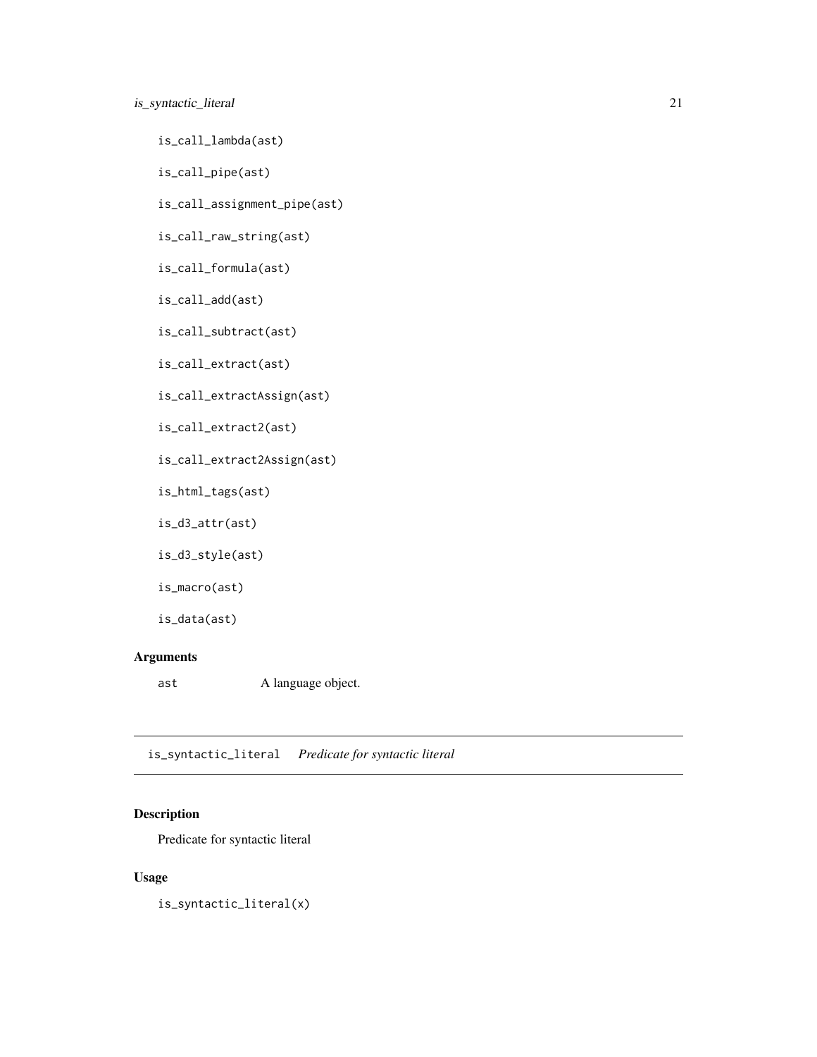```
is_call_lambda(ast)

is_call_pipe(ast)

is_call_assignment_pipe(ast)

is_call_raw_string(ast)

is_call_formula(ast)

is_call_add(ast)

is_call_subtract(ast)

is_call_extract(ast)

is_call_extractAssign(ast)

is_call_extract2(ast)

is_call_extract2Assign(ast)

is_html_tags(ast)

is_d3_attr(ast)

is_d3_style(ast)

is_macro(ast)

is_data(ast)
```

### Arguments

`ast` A language object.

---

## is_syntactic_literal *Predicate for syntactic literal*

### Description

Predicate for syntactic literal

### Usage

```
is_syntactic_literal(x)
```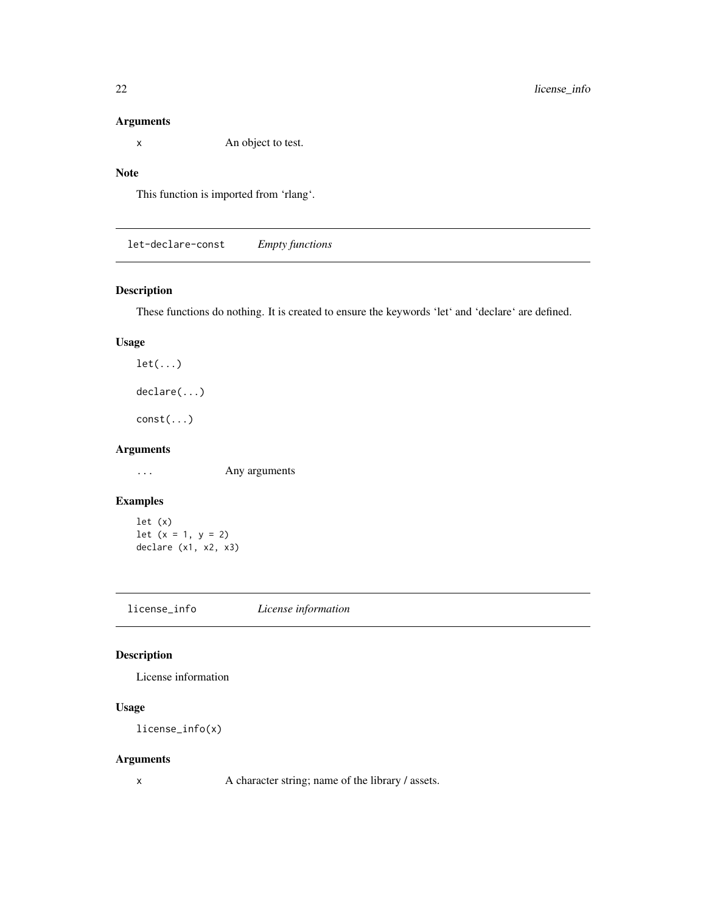### Arguments

x An object to test.

### Note

This function is imported from 'rlang'.

## let-declare-const *Empty functions*

### Description

These functions do nothing. It is created to ensure the keywords 'let' and 'declare' are defined.

### Usage

```
let(...)

declare(...)

const(...)
```

### Arguments

... Any arguments

### Examples

```
let (x)
let (x = 1, y = 2)
declare (x1, x2, x3)
```

## license_info *License information*

### Description

License information

### Usage

```
license_info(x)
```

### Arguments

x A character string; name of the library / assets.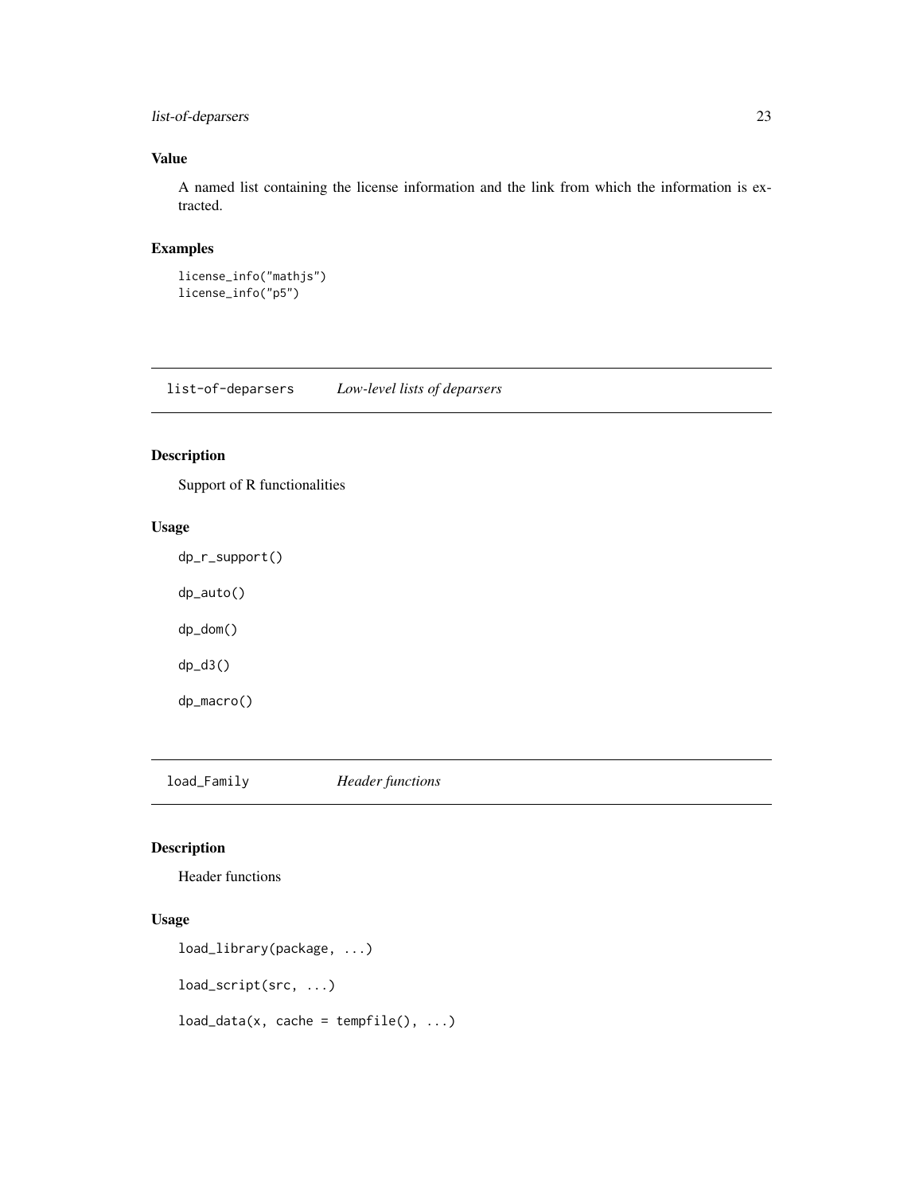## Value

A named list containing the license information and the link from which the information is extracted.

## Examples

```
license_info("mathjs")
license_info("p5")
```

---

# list-of-deparsers &nbsp;&nbsp;&nbsp; *Low-level lists of deparsers*

---

## Description

Support of R functionalities

## Usage

```
dp_r_support()

dp_auto()

dp_dom()

dp_d3()

dp_macro()
```

---

# load_Family &nbsp;&nbsp;&nbsp; *Header functions*

---

## Description

Header functions

## Usage

```
load_library(package, ...)

load_script(src, ...)

load_data(x, cache = tempfile(), ...)
```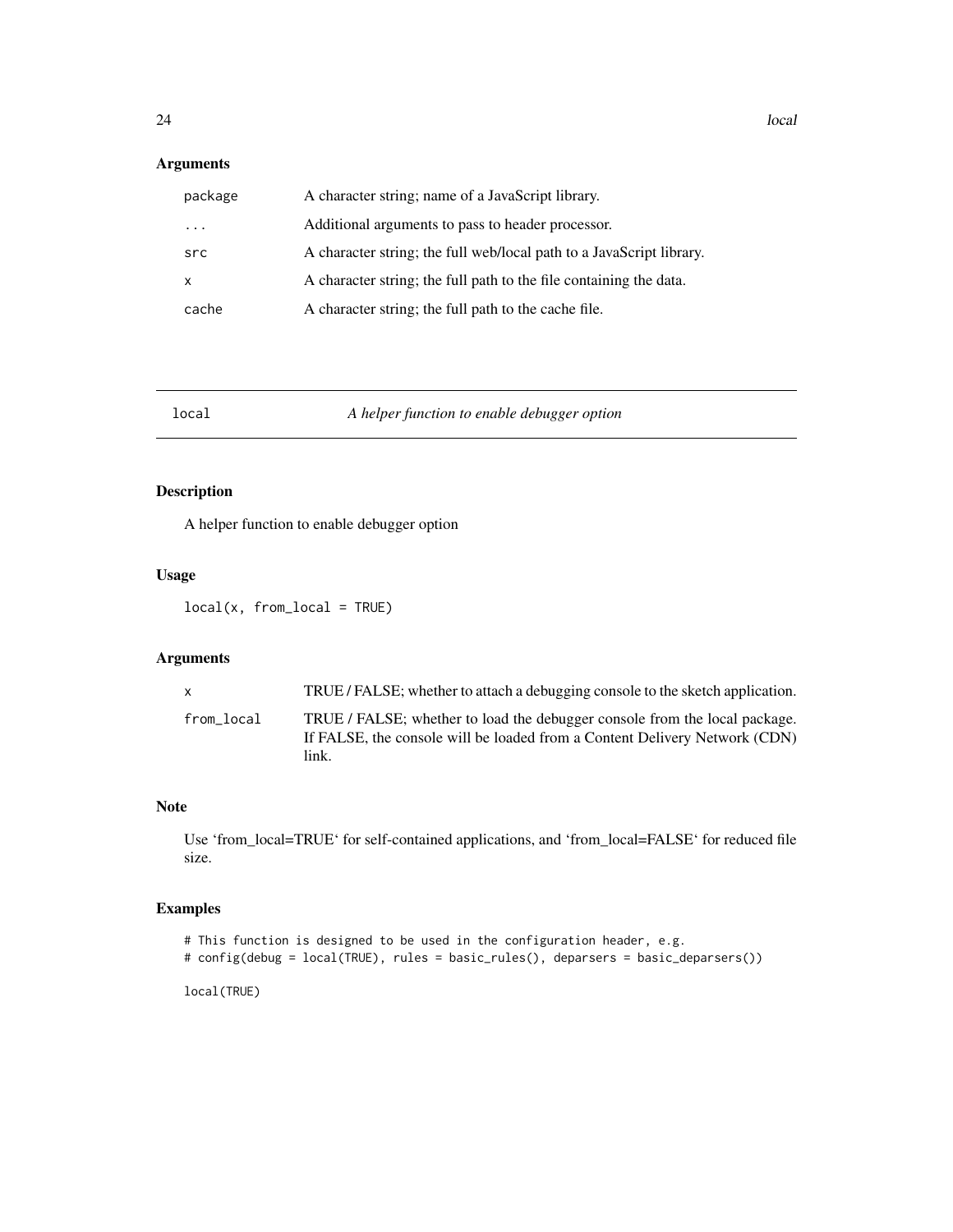## Arguments

| | |
|---|---|
| `package` | A character string; name of a JavaScript library. |
| `...` | Additional arguments to pass to header processor. |
| `src` | A character string; the full web/local path to a JavaScript library. |
| `x` | A character string; the full path to the file containing the data. |
| `cache` | A character string; the full path to the cache file. |

---

# local — *A helper function to enable debugger option*

## Description

A helper function to enable debugger option

## Usage

```
local(x, from_local = TRUE)
```

## Arguments

| | |
|---|---|
| `x` | TRUE / FALSE; whether to attach a debugging console to the sketch application. |
| `from_local` | TRUE / FALSE; whether to load the debugger console from the local package. If FALSE, the console will be loaded from a Content Delivery Network (CDN) link. |

## Note

Use 'from_local=TRUE' for self-contained applications, and 'from_local=FALSE' for reduced file size.

## Examples

```
# This function is designed to be used in the configuration header, e.g.
# config(debug = local(TRUE), rules = basic_rules(), deparsers = basic_deparsers())

local(TRUE)
```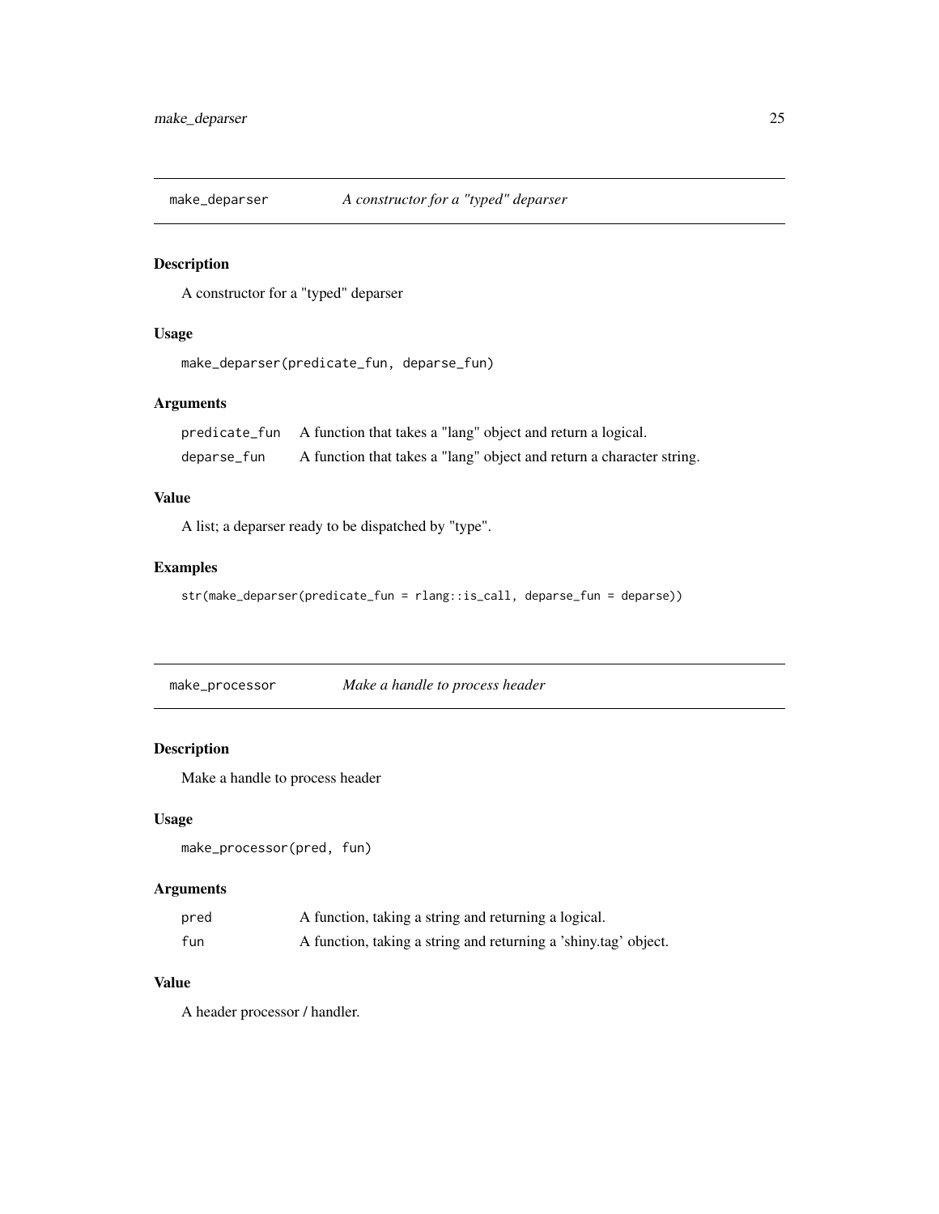## make_deparser — *A constructor for a "typed" deparser*

### Description

A constructor for a "typed" deparser

### Usage

```
make_deparser(predicate_fun, deparse_fun)
```

### Arguments

| | |
|---|---|
| `predicate_fun` | A function that takes a "lang" object and return a logical. |
| `deparse_fun` | A function that takes a "lang" object and return a character string. |

### Value

A list; a deparser ready to be dispatched by "type".

### Examples

```
str(make_deparser(predicate_fun = rlang::is_call, deparse_fun = deparse))
```

## make_processor — *Make a handle to process header*

### Description

Make a handle to process header

### Usage

```
make_processor(pred, fun)
```

### Arguments

| | |
|---|---|
| `pred` | A function, taking a string and returning a logical. |
| `fun` | A function, taking a string and returning a 'shiny.tag' object. |

### Value

A header processor / handler.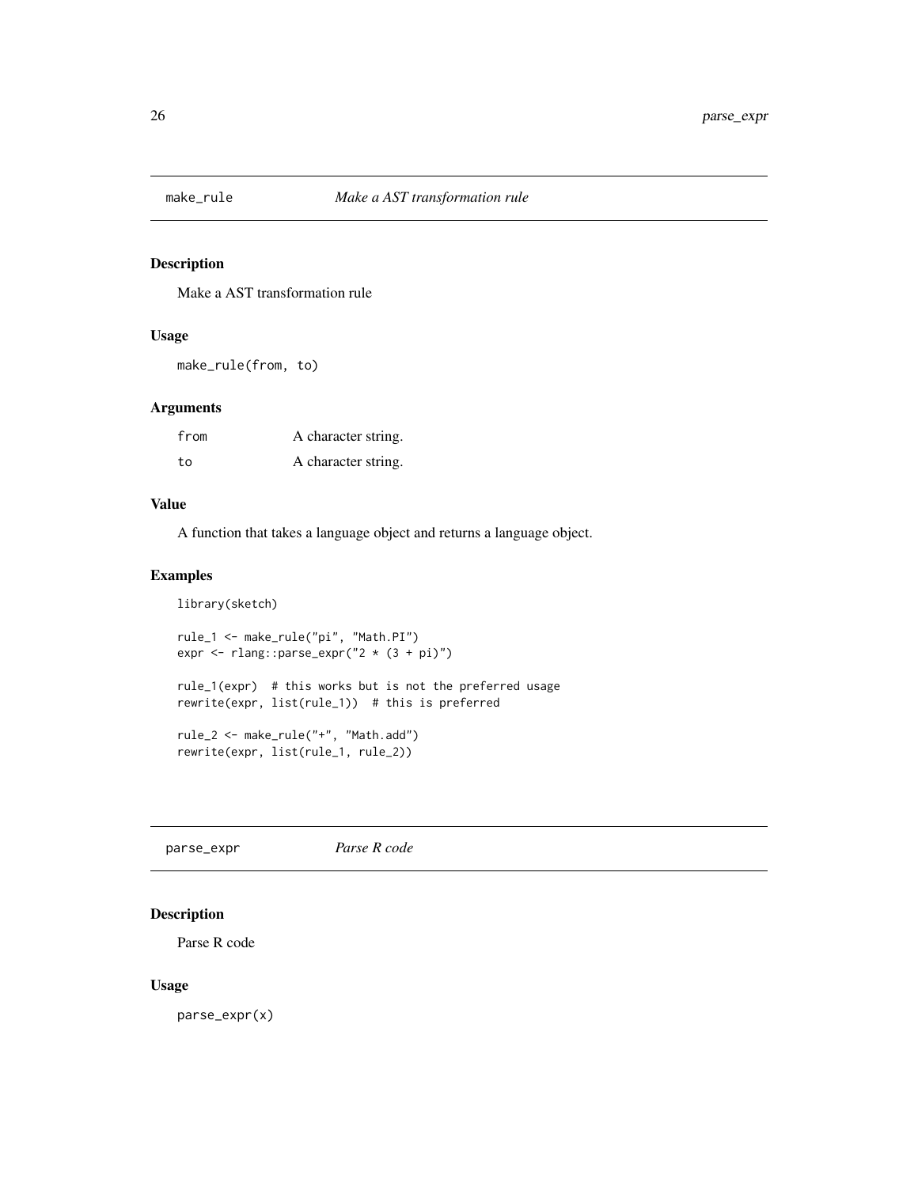## make_rule    *Make a AST transformation rule*

### Description

Make a AST transformation rule

### Usage

```
make_rule(from, to)
```

### Arguments

| | |
|---|---|
| from | A character string. |
| to | A character string. |

### Value

A function that takes a language object and returns a language object.

### Examples

```
library(sketch)

rule_1 <- make_rule("pi", "Math.PI")
expr <- rlang::parse_expr("2 * (3 + pi)")

rule_1(expr)  # this works but is not the preferred usage
rewrite(expr, list(rule_1))  # this is preferred

rule_2 <- make_rule("+", "Math.add")
rewrite(expr, list(rule_1, rule_2))
```

## parse_expr    *Parse R code*

### Description

Parse R code

### Usage

```
parse_expr(x)
```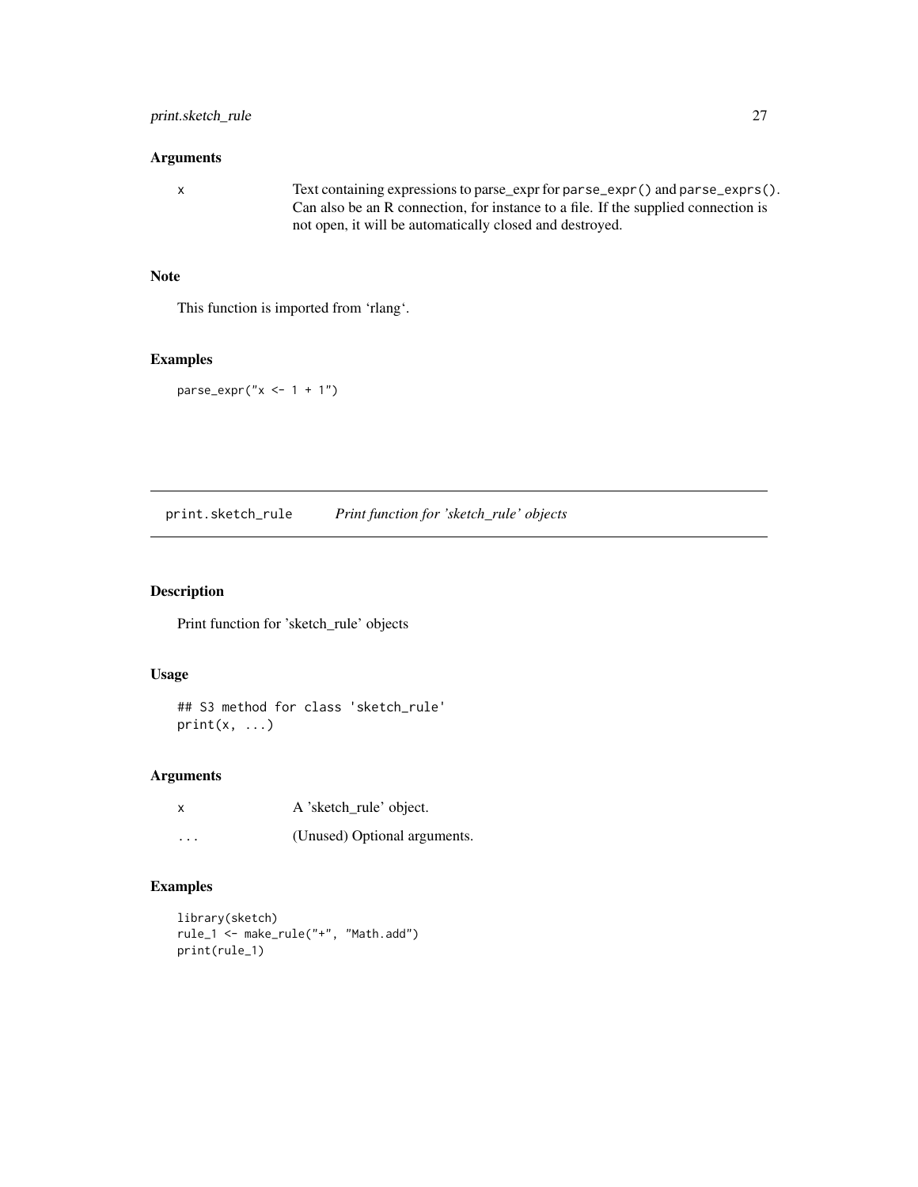## Arguments

| | |
|---|---|
| `x` | Text containing expressions to parse_expr for `parse_expr()` and `parse_exprs()`. Can also be an R connection, for instance to a file. If the supplied connection is not open, it will be automatically closed and destroyed. |

## Note

This function is imported from 'rlang'.

## Examples

```
parse_expr("x <- 1 + 1")
```

---

# `print.sketch_rule` *Print function for 'sketch_rule' objects*

---

## Description

Print function for 'sketch_rule' objects

## Usage

```
## S3 method for class 'sketch_rule'
print(x, ...)
```

## Arguments

| | |
|---|---|
| `x` | A 'sketch_rule' object. |
| `...` | (Unused) Optional arguments. |

## Examples

```
library(sketch)
rule_1 <- make_rule("+", "Math.add")
print(rule_1)
```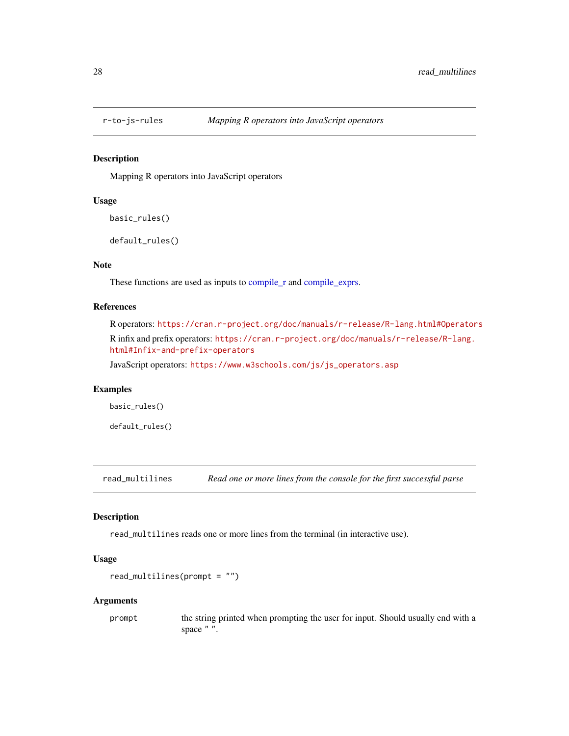## r-to-js-rules — *Mapping R operators into JavaScript operators*

### Description

Mapping R operators into JavaScript operators

### Usage

```
basic_rules()

default_rules()
```

### Note

These functions are used as inputs to compile_r and compile_exprs.

### References

R operators: https://cran.r-project.org/doc/manuals/r-release/R-lang.html#Operators

R infix and prefix operators: https://cran.r-project.org/doc/manuals/r-release/R-lang.html#Infix-and-prefix-operators

JavaScript operators: https://www.w3schools.com/js/js_operators.asp

### Examples

```
basic_rules()

default_rules()
```

## read_multilines — *Read one or more lines from the console for the first successful parse*

### Description

read_multilines reads one or more lines from the terminal (in interactive use).

### Usage

```
read_multilines(prompt = "")
```

### Arguments

| | |
|---|---|
| prompt | the string printed when prompting the user for input. Should usually end with a space " ". |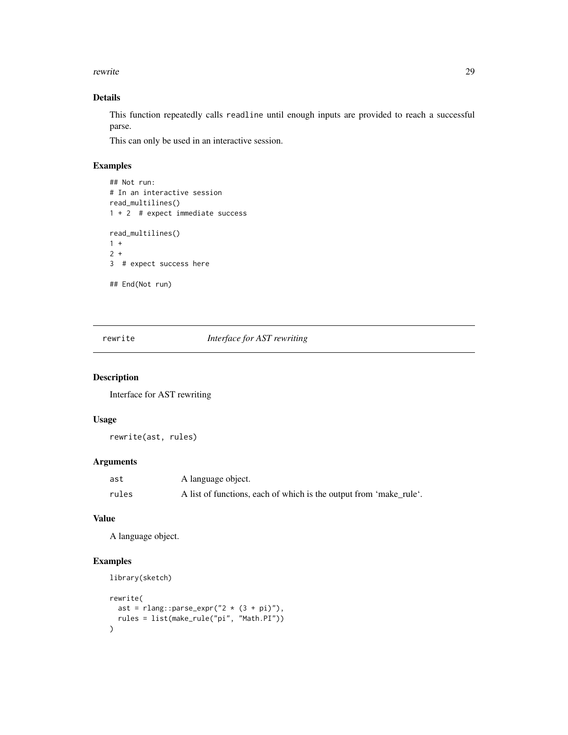### Details

This function repeatedly calls `readline` until enough inputs are provided to reach a successful parse.

This can only be used in an interactive session.

### Examples

```
## Not run:
# In an interactive session
read_multilines()
1 + 2  # expect immediate success

read_multilines()
1 +
2 +
3  # expect success here

## End(Not run)
```

---

## rewrite — *Interface for AST rewriting*

### Description

Interface for AST rewriting

### Usage

```
rewrite(ast, rules)
```

### Arguments

| | |
|---|---|
| `ast` | A language object. |
| `rules` | A list of functions, each of which is the output from 'make_rule'. |

### Value

A language object.

### Examples

```
library(sketch)

rewrite(
  ast = rlang::parse_expr("2 * (3 + pi)"),
  rules = list(make_rule("pi", "Math.PI"))
)
```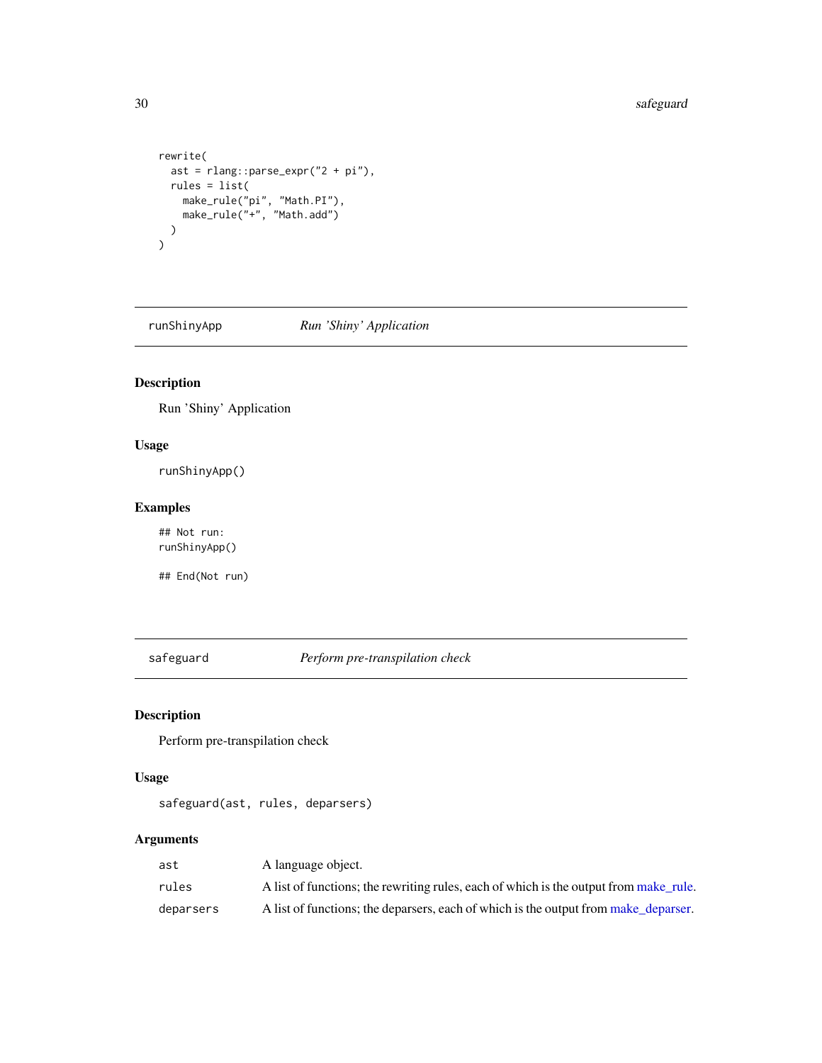```
rewrite(
  ast = rlang::parse_expr("2 + pi"),
  rules = list(
    make_rule("pi", "Math.PI"),
    make_rule("+", "Math.add")
  )
)
```

---

## runShinyApp *Run 'Shiny' Application*

### Description

Run 'Shiny' Application

### Usage

```
runShinyApp()
```

### Examples

```
## Not run:
runShinyApp()

## End(Not run)
```

---

## safeguard *Perform pre-transpilation check*

### Description

Perform pre-transpilation check

### Usage

```
safeguard(ast, rules, deparsers)
```

### Arguments

| | |
|---|---|
| `ast` | A language object. |
| `rules` | A list of functions; the rewriting rules, each of which is the output from make_rule. |
| `deparsers` | A list of functions; the deparsers, each of which is the output from make_deparser. |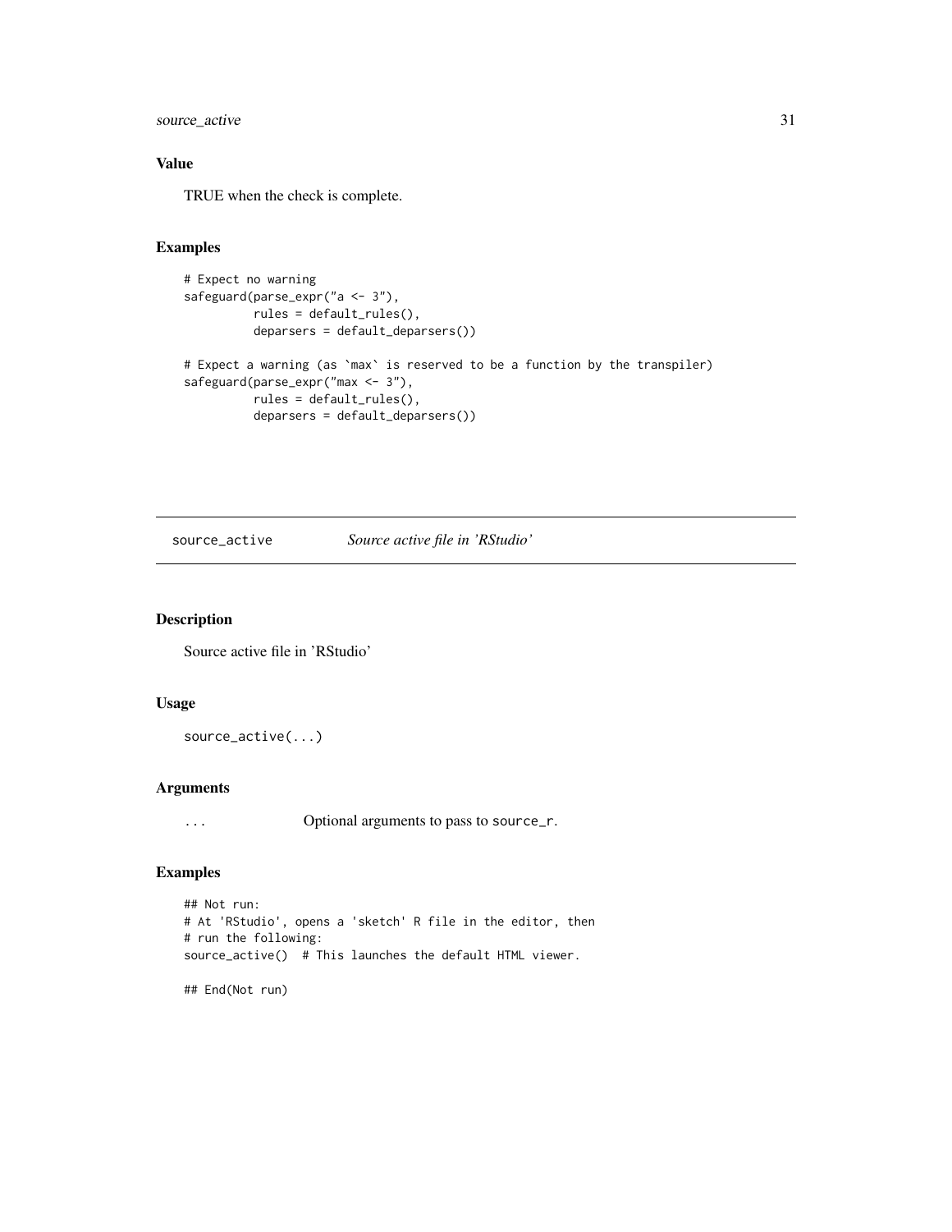### Value

TRUE when the check is complete.

### Examples

```
# Expect no warning
safeguard(parse_expr("a <- 3"),
          rules = default_rules(),
          deparsers = default_deparsers())

# Expect a warning (as `max` is reserved to be a function by the transpiler)
safeguard(parse_expr("max <- 3"),
          rules = default_rules(),
          deparsers = default_deparsers())
```

---

## source_active — *Source active file in 'RStudio'*

### Description

Source active file in 'RStudio'

### Usage

```
source_active(...)
```

### Arguments

`...` Optional arguments to pass to `source_r`.

### Examples

```
## Not run:
# At 'RStudio', opens a 'sketch' R file in the editor, then
# run the following:
source_active()  # This launches the default HTML viewer.

## End(Not run)
```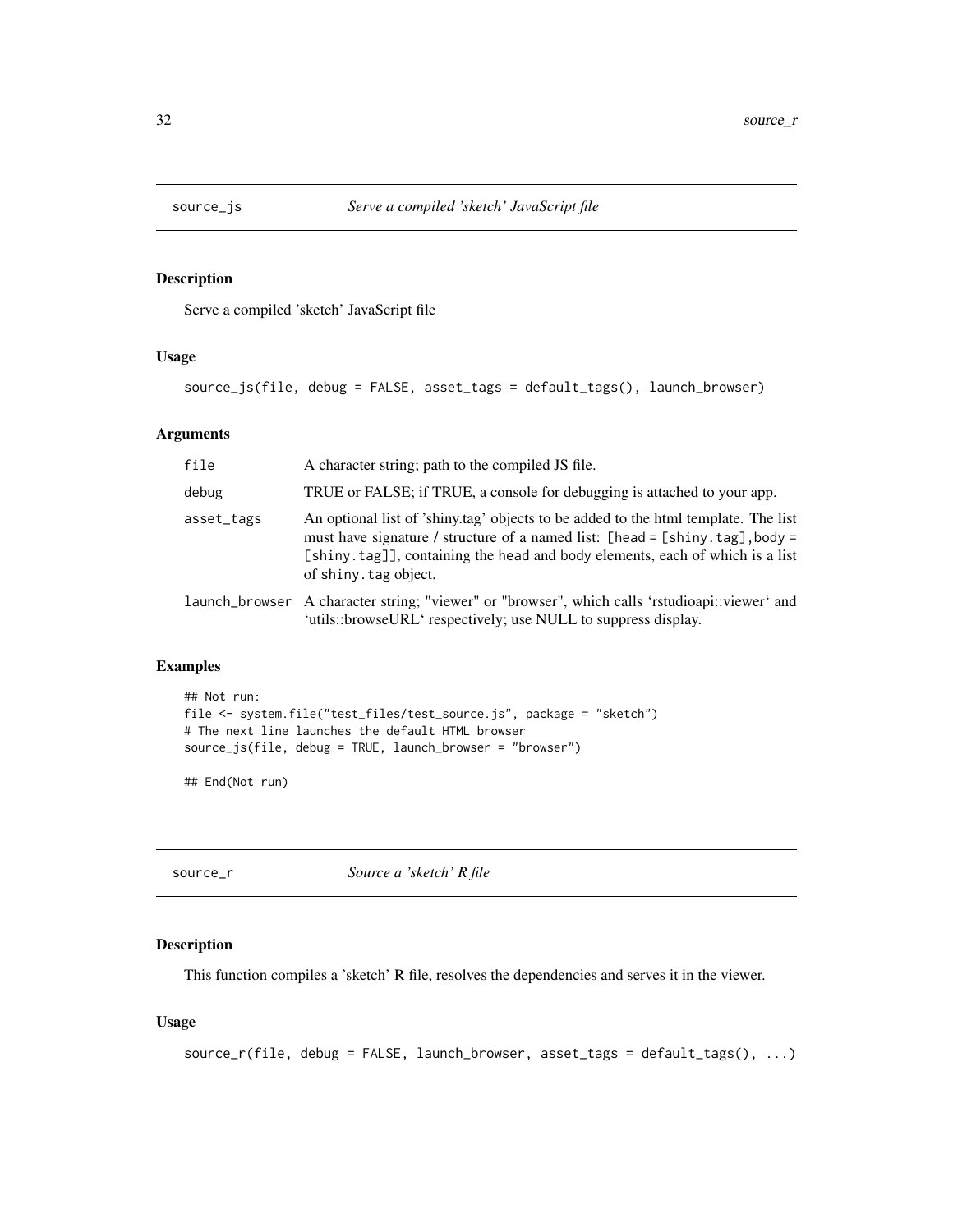## source_js — *Serve a compiled 'sketch' JavaScript file*

### Description

Serve a compiled 'sketch' JavaScript file

### Usage

```
source_js(file, debug = FALSE, asset_tags = default_tags(), launch_browser)
```

### Arguments

| Argument | Description |
|---|---|
| file | A character string; path to the compiled JS file. |
| debug | TRUE or FALSE; if TRUE, a console for debugging is attached to your app. |
| asset_tags | An optional list of 'shiny.tag' objects to be added to the html template. The list must have signature / structure of a named list: `[head = [shiny.tag],body = [shiny.tag]]`, containing the head and body elements, each of which is a list of `shiny.tag` object. |
| launch_browser | A character string; "viewer" or "browser", which calls 'rstudioapi::viewer' and 'utils::browseURL' respectively; use NULL to suppress display. |

### Examples

```
## Not run:
file <- system.file("test_files/test_source.js", package = "sketch")
# The next line launches the default HTML browser
source_js(file, debug = TRUE, launch_browser = "browser")

## End(Not run)
```

## source_r — *Source a 'sketch' R file*

### Description

This function compiles a 'sketch' R file, resolves the dependencies and serves it in the viewer.

### Usage

```
source_r(file, debug = FALSE, launch_browser, asset_tags = default_tags(), ...)
```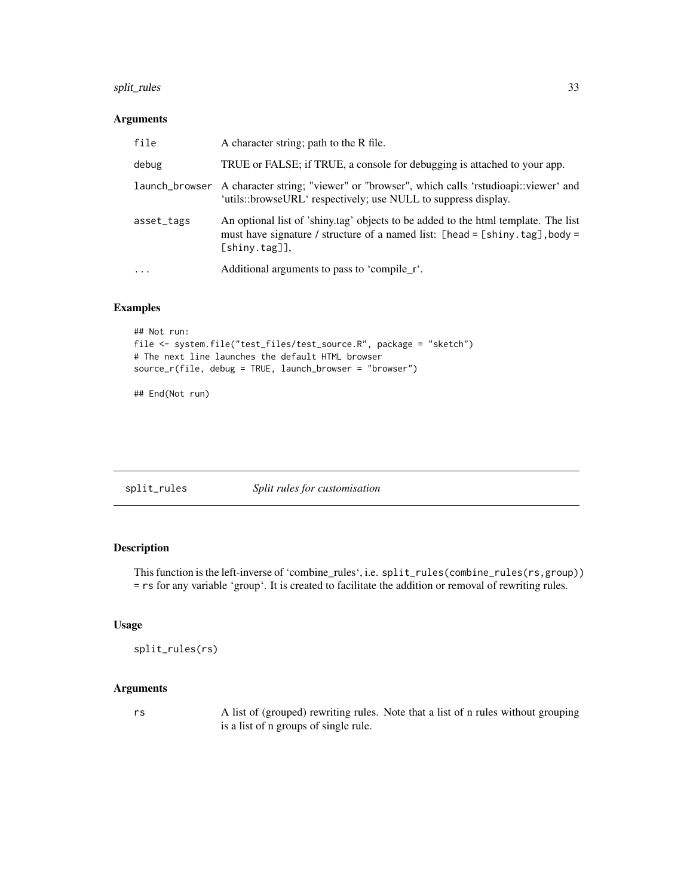## Arguments

| | |
|---|---|
| `file` | A character string; path to the R file. |
| `debug` | TRUE or FALSE; if TRUE, a console for debugging is attached to your app. |
| `launch_browser` | A character string; "viewer" or "browser", which calls 'rstudioapi::viewer' and 'utils::browseURL' respectively; use NULL to suppress display. |
| `asset_tags` | An optional list of 'shiny.tag' objects to be added to the html template. The list must have signature / structure of a named list: `[head = [shiny.tag],body = [shiny.tag]]`, |
| `...` | Additional arguments to pass to 'compile_r'. |

## Examples

```
## Not run:
file <- system.file("test_files/test_source.R", package = "sketch")
# The next line launches the default HTML browser
source_r(file, debug = TRUE, launch_browser = "browser")

## End(Not run)
```

---

# split_rules    *Split rules for customisation*

## Description

This function is the left-inverse of 'combine_rules', i.e. `split_rules(combine_rules(rs,group))` = `rs` for any variable 'group'. It is created to facilitate the addition or removal of rewriting rules.

## Usage

```
split_rules(rs)
```

## Arguments

| | |
|---|---|
| `rs` | A list of (grouped) rewriting rules. Note that a list of n rules without grouping is a list of n groups of single rule. |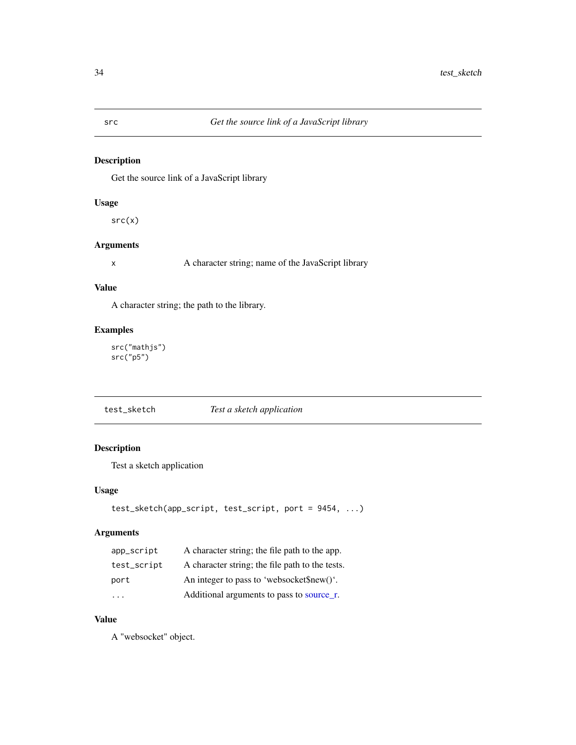## src — *Get the source link of a JavaScript library*

### Description

Get the source link of a JavaScript library

### Usage

```
src(x)
```

### Arguments

| | |
|---|---|
| x | A character string; name of the JavaScript library |

### Value

A character string; the path to the library.

### Examples

```
src("mathjs")
src("p5")
```

## test_sketch — *Test a sketch application*

### Description

Test a sketch application

### Usage

```
test_sketch(app_script, test_script, port = 9454, ...)
```

### Arguments

| | |
|---|---|
| app_script | A character string; the file path to the app. |
| test_script | A character string; the file path to the tests. |
| port | An integer to pass to 'websocket$new()'. |
| ... | Additional arguments to pass to source_r. |

### Value

A "websocket" object.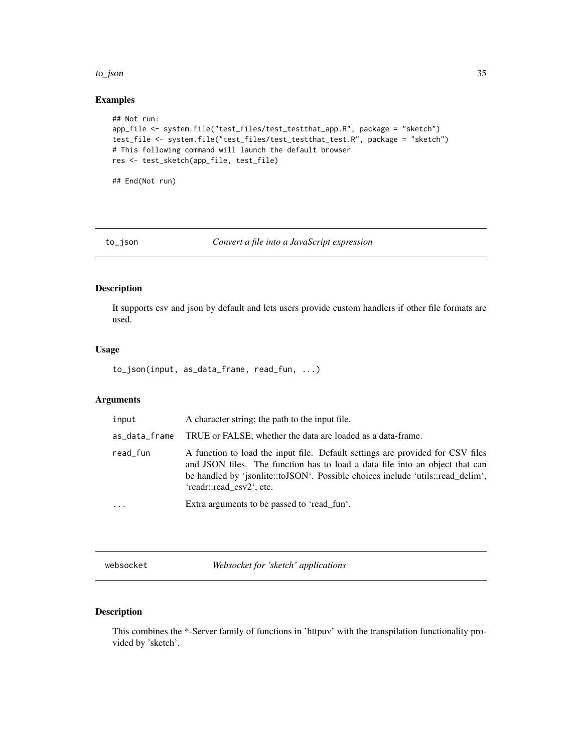## Examples

```
## Not run:
app_file <- system.file("test_files/test_testthat_app.R", package = "sketch")
test_file <- system.file("test_files/test_testthat_test.R", package = "sketch")
# This following command will launch the default browser
res <- test_sketch(app_file, test_file)

## End(Not run)
```

---

# to_json — *Convert a file into a JavaScript expression*

## Description

It supports csv and json by default and lets users provide custom handlers if other file formats are used.

## Usage

```
to_json(input, as_data_frame, read_fun, ...)
```

## Arguments

| | |
|---|---|
| input | A character string; the path to the input file. |
| as_data_frame | TRUE or FALSE; whether the data are loaded as a data-frame. |
| read_fun | A function to load the input file. Default settings are provided for CSV files and JSON files. The function has to load a data file into an object that can be handled by 'jsonlite::toJSON'. Possible choices include 'utils::read_delim', 'readr::read_csv2', etc. |
| ... | Extra arguments to be passed to 'read_fun'. |

---

# websocket — *Websocket for 'sketch' applications*

## Description

This combines the *-Server family of functions in 'httpuv' with the transpilation functionality provided by 'sketch'.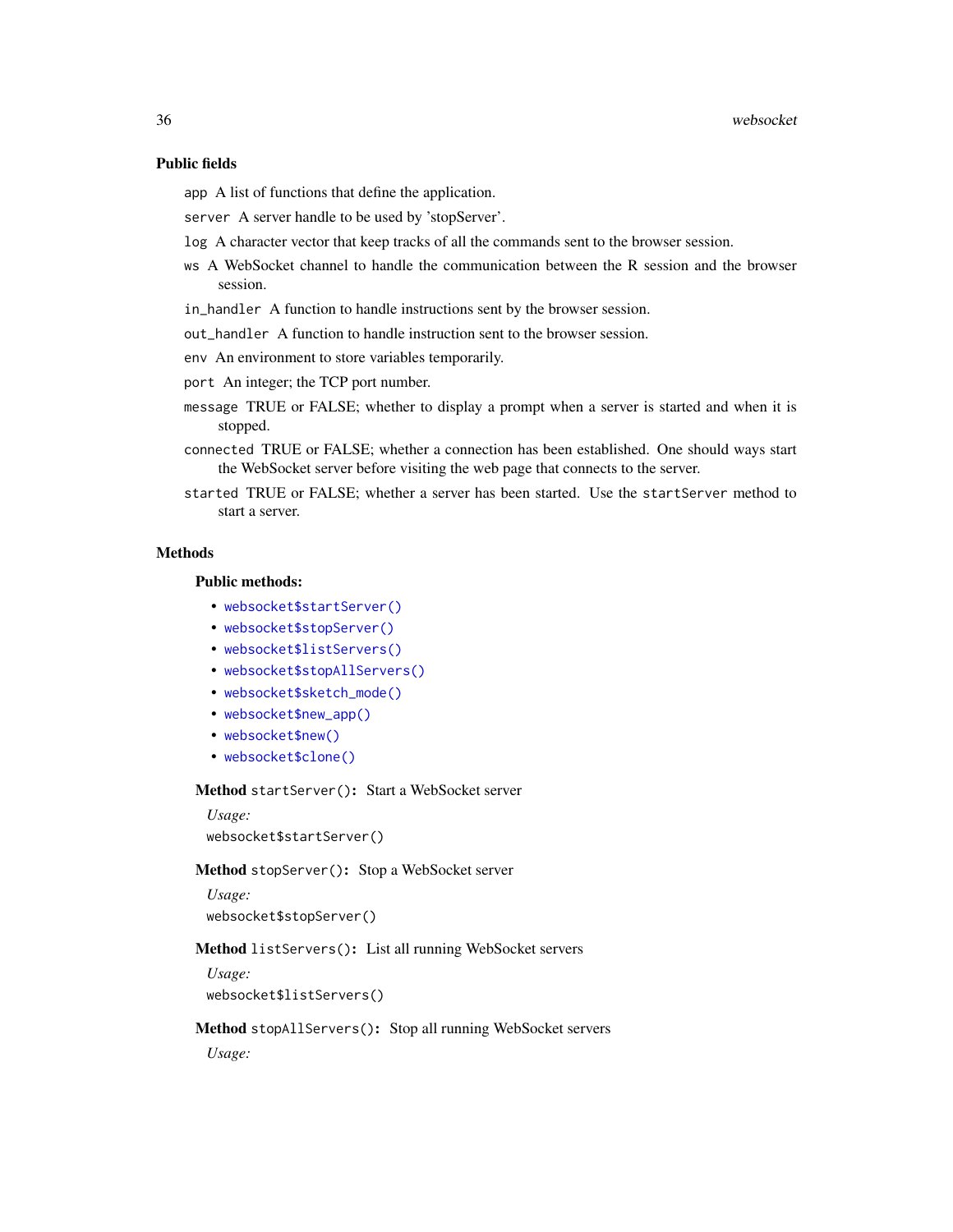### Public fields

`app` A list of functions that define the application.

`server` A server handle to be used by 'stopServer'.

`log` A character vector that keep tracks of all the commands sent to the browser session.

`ws` A WebSocket channel to handle the communication between the R session and the browser session.

`in_handler` A function to handle instructions sent by the browser session.

`out_handler` A function to handle instruction sent to the browser session.

`env` An environment to store variables temporarily.

`port` An integer; the TCP port number.

`message` TRUE or FALSE; whether to display a prompt when a server is started and when it is stopped.

`connected` TRUE or FALSE; whether a connection has been established. One should ways start the WebSocket server before visiting the web page that connects to the server.

`started` TRUE or FALSE; whether a server has been started. Use the `startServer` method to start a server.

### Methods

**Public methods:**

- `websocket$startServer()`
- `websocket$stopServer()`
- `websocket$listServers()`
- `websocket$stopAllServers()`
- `websocket$sketch_mode()`
- `websocket$new_app()`
- `websocket$new()`
- `websocket$clone()`

**Method** `startServer()`**:** Start a WebSocket server

*Usage:*

```
websocket$startServer()
```

**Method** `stopServer()`**:** Stop a WebSocket server

*Usage:*

```
websocket$stopServer()
```

**Method** `listServers()`**:** List all running WebSocket servers

*Usage:*

```
websocket$listServers()
```

**Method** `stopAllServers()`**:** Stop all running WebSocket servers

*Usage:*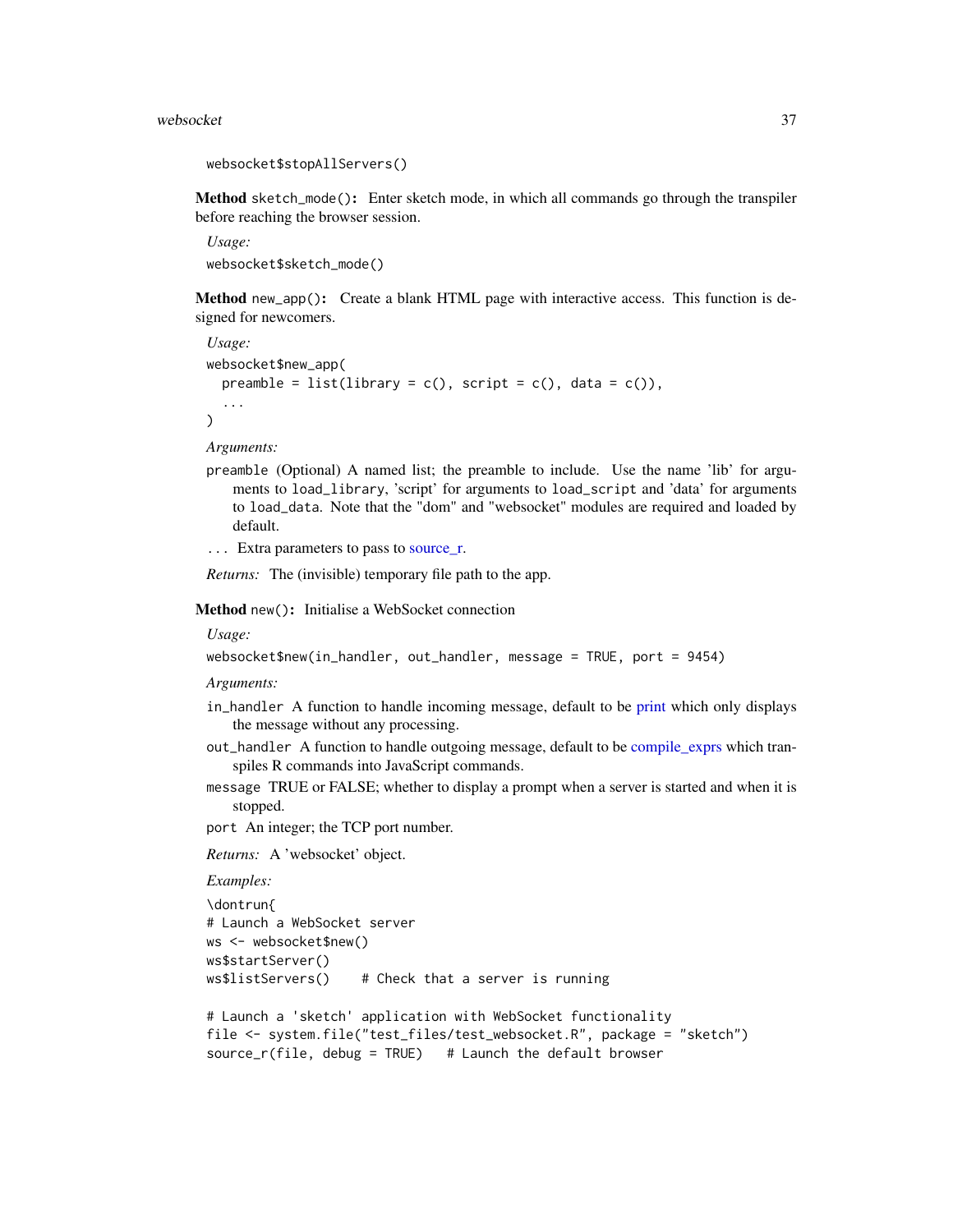```
websocket$stopAllServers()
```

**Method** `sketch_mode()`**:** Enter sketch mode, in which all commands go through the transpiler before reaching the browser session.

*Usage:*

```
websocket$sketch_mode()
```

**Method** `new_app()`**:** Create a blank HTML page with interactive access. This function is designed for newcomers.

*Usage:*

```
websocket$new_app(
  preamble = list(library = c(), script = c(), data = c()),
  ...
)
```

*Arguments:*

- `preamble` (Optional) A named list; the preamble to include. Use the name 'lib' for arguments to `load_library`, 'script' for arguments to `load_script` and 'data' for arguments to `load_data`. Note that the "dom" and "websocket" modules are required and loaded by default.
- `...` Extra parameters to pass to source_r.

*Returns:* The (invisible) temporary file path to the app.

**Method** `new()`**:** Initialise a WebSocket connection

*Usage:*

```
websocket$new(in_handler, out_handler, message = TRUE, port = 9454)
```

*Arguments:*

- `in_handler` A function to handle incoming message, default to be print which only displays the message without any processing.
- `out_handler` A function to handle outgoing message, default to be compile_exprs which transpiles R commands into JavaScript commands.
- `message` TRUE or FALSE; whether to display a prompt when a server is started and when it is stopped.
- `port` An integer; the TCP port number.

*Returns:* A 'websocket' object.

*Examples:*

```
\dontrun{
# Launch a WebSocket server
ws <- websocket$new()
ws$startServer()
ws$listServers()    # Check that a server is running

# Launch a 'sketch' application with WebSocket functionality
file <- system.file("test_files/test_websocket.R", package = "sketch")
source_r(file, debug = TRUE)   # Launch the default browser
```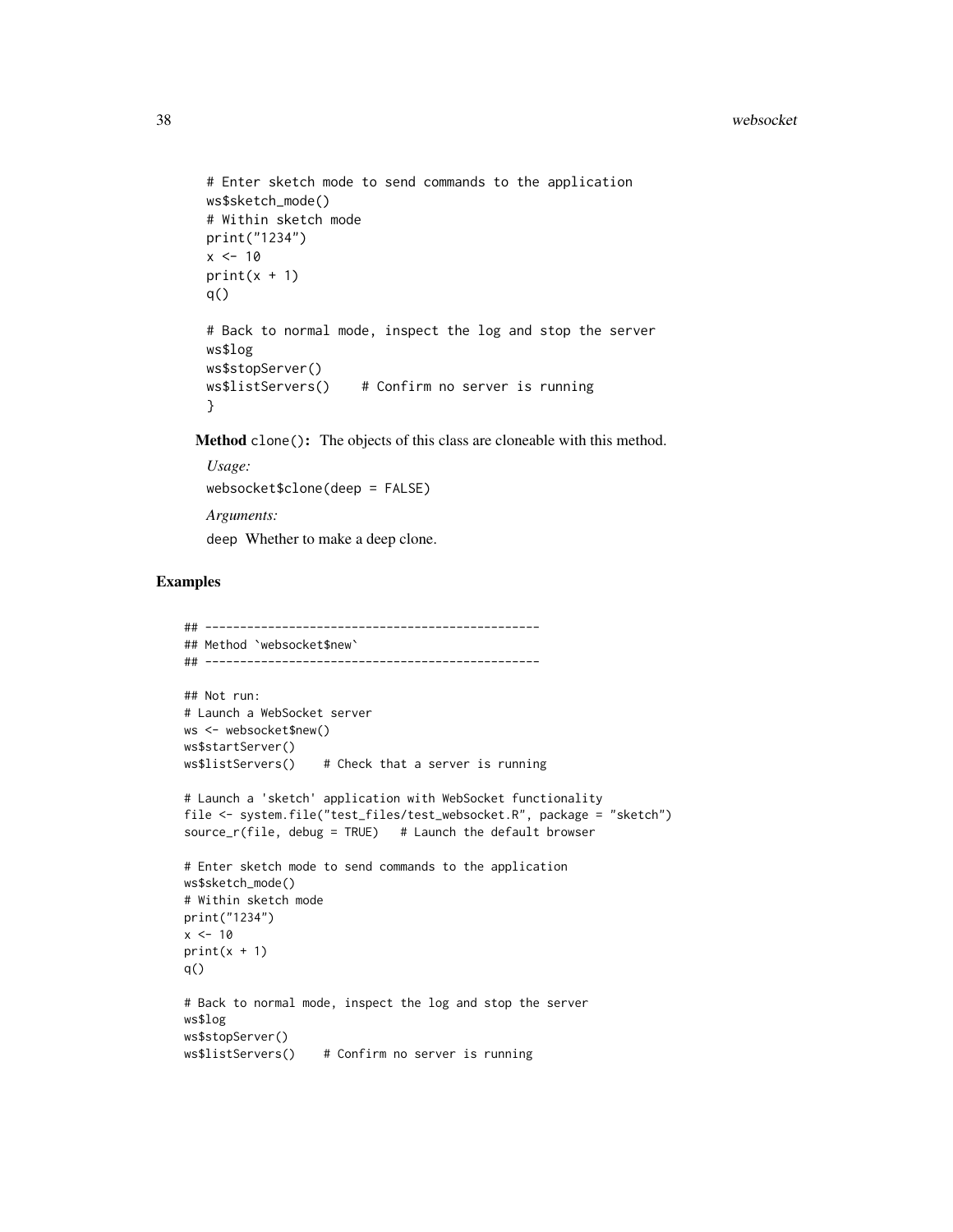```
# Enter sketch mode to send commands to the application
ws$sketch_mode()
# Within sketch mode
print("1234")
x <- 10
print(x + 1)
q()

# Back to normal mode, inspect the log and stop the server
ws$log
ws$stopServer()
ws$listServers()    # Confirm no server is running
}
```

**Method** `clone()`**:** The objects of this class are cloneable with this method.

*Usage:*

`websocket$clone(deep = FALSE)`

*Arguments:*

`deep` Whether to make a deep clone.

## Examples

```
## ------------------------------------------------
## Method `websocket$new`
## ------------------------------------------------

## Not run:
# Launch a WebSocket server
ws <- websocket$new()
ws$startServer()
ws$listServers()    # Check that a server is running

# Launch a 'sketch' application with WebSocket functionality
file <- system.file("test_files/test_websocket.R", package = "sketch")
source_r(file, debug = TRUE)   # Launch the default browser

# Enter sketch mode to send commands to the application
ws$sketch_mode()
# Within sketch mode
print("1234")
x <- 10
print(x + 1)
q()

# Back to normal mode, inspect the log and stop the server
ws$log
ws$stopServer()
ws$listServers()    # Confirm no server is running
```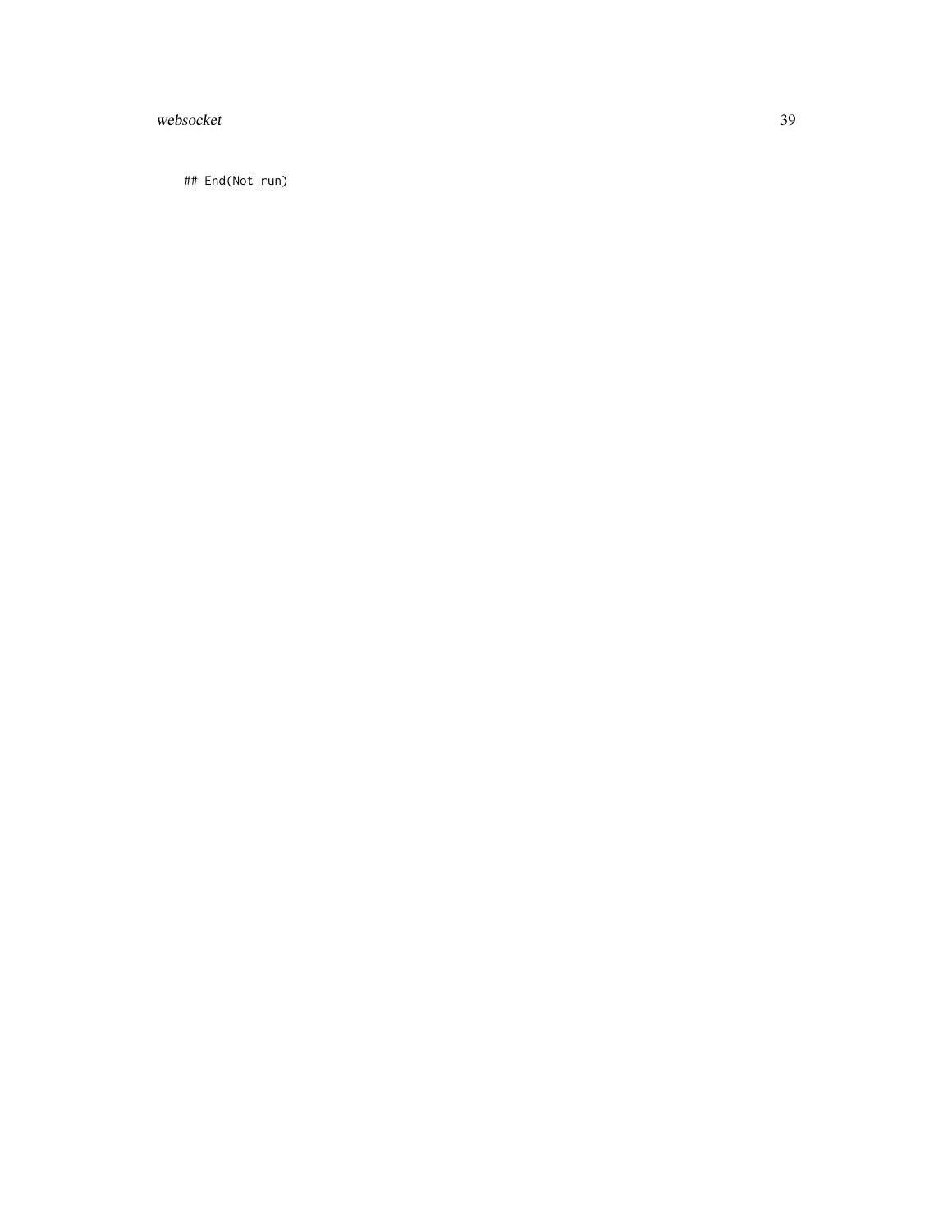```
## End(Not run)
```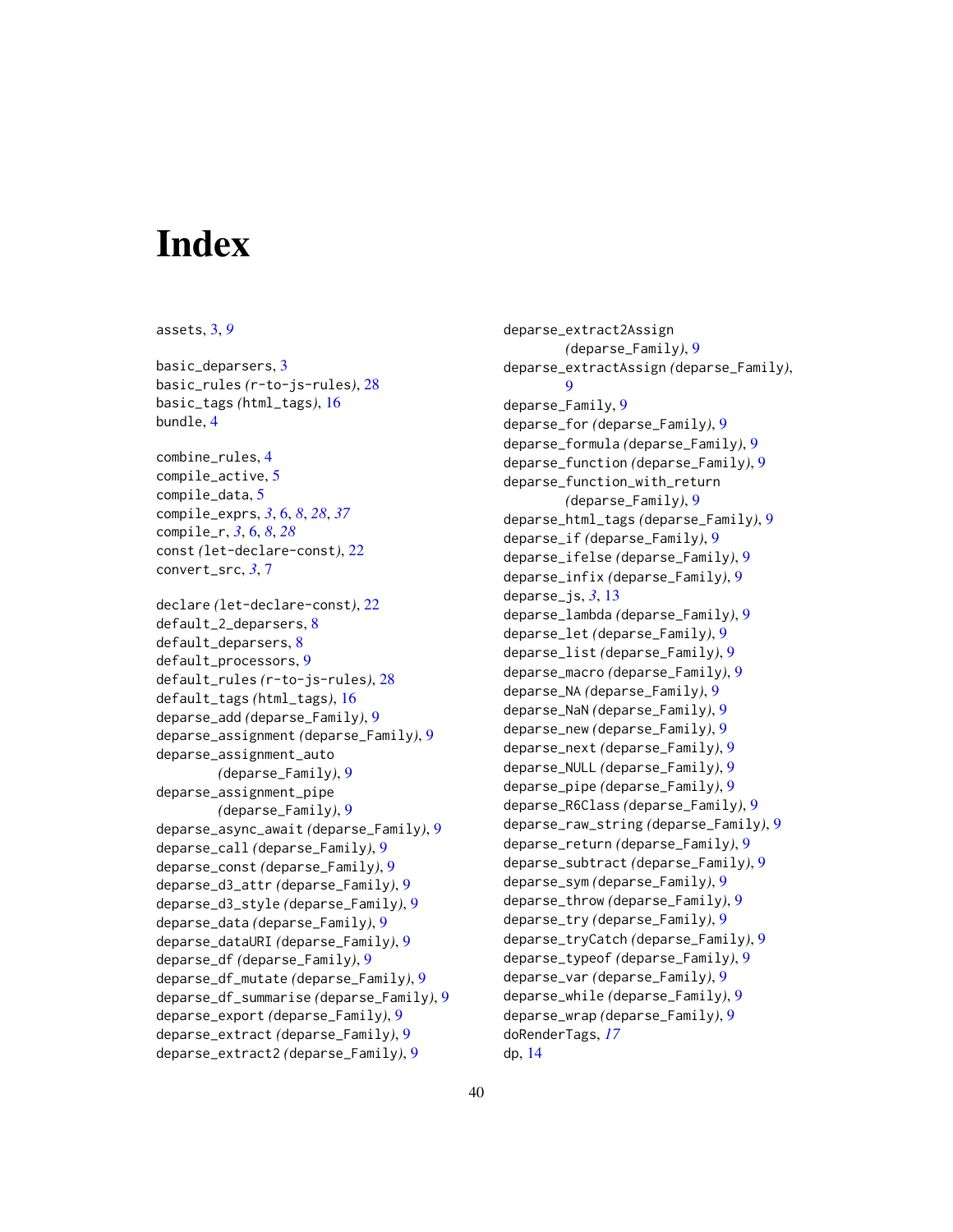# Index

assets, 3, 9

basic_deparsers, 3
basic_rules (r-to-js-rules), 28
basic_tags (html_tags), 16
bundle, 4

combine_rules, 4
compile_active, 5
compile_data, 5
compile_exprs, 3, 6, 8, 28, 37
compile_r, 3, 6, 8, 28
const (let-declare-const), 22
convert_src, 3, 7

declare (let-declare-const), 22
default_2_deparsers, 8
default_deparsers, 8
default_processors, 9
default_rules (r-to-js-rules), 28
default_tags (html_tags), 16
deparse_add (deparse_Family), 9
deparse_assignment (deparse_Family), 9
deparse_assignment_auto (deparse_Family), 9
deparse_assignment_pipe (deparse_Family), 9
deparse_async_await (deparse_Family), 9
deparse_call (deparse_Family), 9
deparse_const (deparse_Family), 9
deparse_d3_attr (deparse_Family), 9
deparse_d3_style (deparse_Family), 9
deparse_data (deparse_Family), 9
deparse_dataURI (deparse_Family), 9
deparse_df (deparse_Family), 9
deparse_df_mutate (deparse_Family), 9
deparse_df_summarise (deparse_Family), 9
deparse_export (deparse_Family), 9
deparse_extract (deparse_Family), 9
deparse_extract2 (deparse_Family), 9
deparse_extract2Assign (deparse_Family), 9
deparse_extractAssign (deparse_Family), 9
deparse_Family, 9
deparse_for (deparse_Family), 9
deparse_formula (deparse_Family), 9
deparse_function (deparse_Family), 9
deparse_function_with_return (deparse_Family), 9
deparse_html_tags (deparse_Family), 9
deparse_if (deparse_Family), 9
deparse_ifelse (deparse_Family), 9
deparse_infix (deparse_Family), 9
deparse_js, 3, 13
deparse_lambda (deparse_Family), 9
deparse_let (deparse_Family), 9
deparse_list (deparse_Family), 9
deparse_macro (deparse_Family), 9
deparse_NA (deparse_Family), 9
deparse_NaN (deparse_Family), 9
deparse_new (deparse_Family), 9
deparse_next (deparse_Family), 9
deparse_NULL (deparse_Family), 9
deparse_pipe (deparse_Family), 9
deparse_R6Class (deparse_Family), 9
deparse_raw_string (deparse_Family), 9
deparse_return (deparse_Family), 9
deparse_subtract (deparse_Family), 9
deparse_sym (deparse_Family), 9
deparse_throw (deparse_Family), 9
deparse_try (deparse_Family), 9
deparse_tryCatch (deparse_Family), 9
deparse_typeof (deparse_Family), 9
deparse_var (deparse_Family), 9
deparse_while (deparse_Family), 9
deparse_wrap (deparse_Family), 9
doRenderTags, 17
dp, 14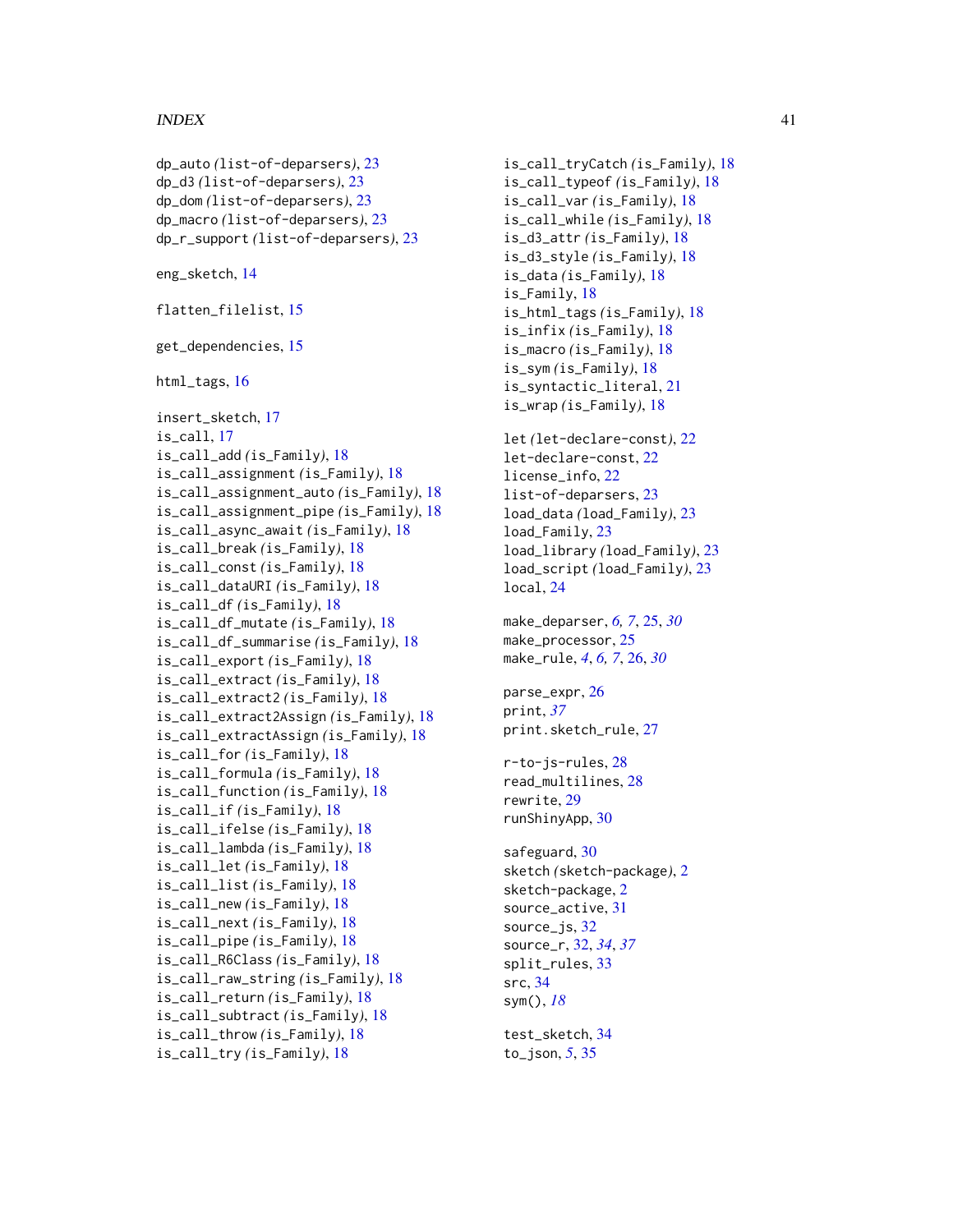dp_auto *(list-of-deparsers)*, 23
dp_d3 *(list-of-deparsers)*, 23
dp_dom *(list-of-deparsers)*, 23
dp_macro *(list-of-deparsers)*, 23
dp_r_support *(list-of-deparsers)*, 23

eng_sketch, 14

flatten_filelist, 15

get_dependencies, 15

html_tags, 16

insert_sketch, 17
is_call, 17
is_call_add *(is_Family)*, 18
is_call_assignment *(is_Family)*, 18
is_call_assignment_auto *(is_Family)*, 18
is_call_assignment_pipe *(is_Family)*, 18
is_call_async_await *(is_Family)*, 18
is_call_break *(is_Family)*, 18
is_call_const *(is_Family)*, 18
is_call_dataURI *(is_Family)*, 18
is_call_df *(is_Family)*, 18
is_call_df_mutate *(is_Family)*, 18
is_call_df_summarise *(is_Family)*, 18
is_call_export *(is_Family)*, 18
is_call_extract *(is_Family)*, 18
is_call_extract2 *(is_Family)*, 18
is_call_extract2Assign *(is_Family)*, 18
is_call_extractAssign *(is_Family)*, 18
is_call_for *(is_Family)*, 18
is_call_formula *(is_Family)*, 18
is_call_function *(is_Family)*, 18
is_call_if *(is_Family)*, 18
is_call_ifelse *(is_Family)*, 18
is_call_lambda *(is_Family)*, 18
is_call_let *(is_Family)*, 18
is_call_list *(is_Family)*, 18
is_call_new *(is_Family)*, 18
is_call_next *(is_Family)*, 18
is_call_pipe *(is_Family)*, 18
is_call_R6Class *(is_Family)*, 18
is_call_raw_string *(is_Family)*, 18
is_call_return *(is_Family)*, 18
is_call_subtract *(is_Family)*, 18
is_call_throw *(is_Family)*, 18
is_call_try *(is_Family)*, 18
is_call_tryCatch *(is_Family)*, 18
is_call_typeof *(is_Family)*, 18
is_call_var *(is_Family)*, 18
is_call_while *(is_Family)*, 18
is_d3_attr *(is_Family)*, 18
is_d3_style *(is_Family)*, 18
is_data *(is_Family)*, 18
is_Family, 18
is_html_tags *(is_Family)*, 18
is_infix *(is_Family)*, 18
is_macro *(is_Family)*, 18
is_sym *(is_Family)*, 18
is_syntactic_literal, 21
is_wrap *(is_Family)*, 18

let *(let-declare-const)*, 22
let-declare-const, 22
license_info, 22
list-of-deparsers, 23
load_data *(load_Family)*, 23
load_Family, 23
load_library *(load_Family)*, 23
load_script *(load_Family)*, 23
local, 24

make_deparser, *6, 7*, 25, *30*
make_processor, 25
make_rule, *4*, *6, 7*, 26, *30*

parse_expr, 26
print, *37*
print.sketch_rule, 27

r-to-js-rules, 28
read_multilines, 28
rewrite, 29
runShinyApp, 30

safeguard, 30
sketch *(sketch-package)*, 2
sketch-package, 2
source_active, 31
source_js, 32
source_r, 32, *34*, *37*
split_rules, 33
src, 34
sym(), *18*

test_sketch, 34
to_json, *5*, 35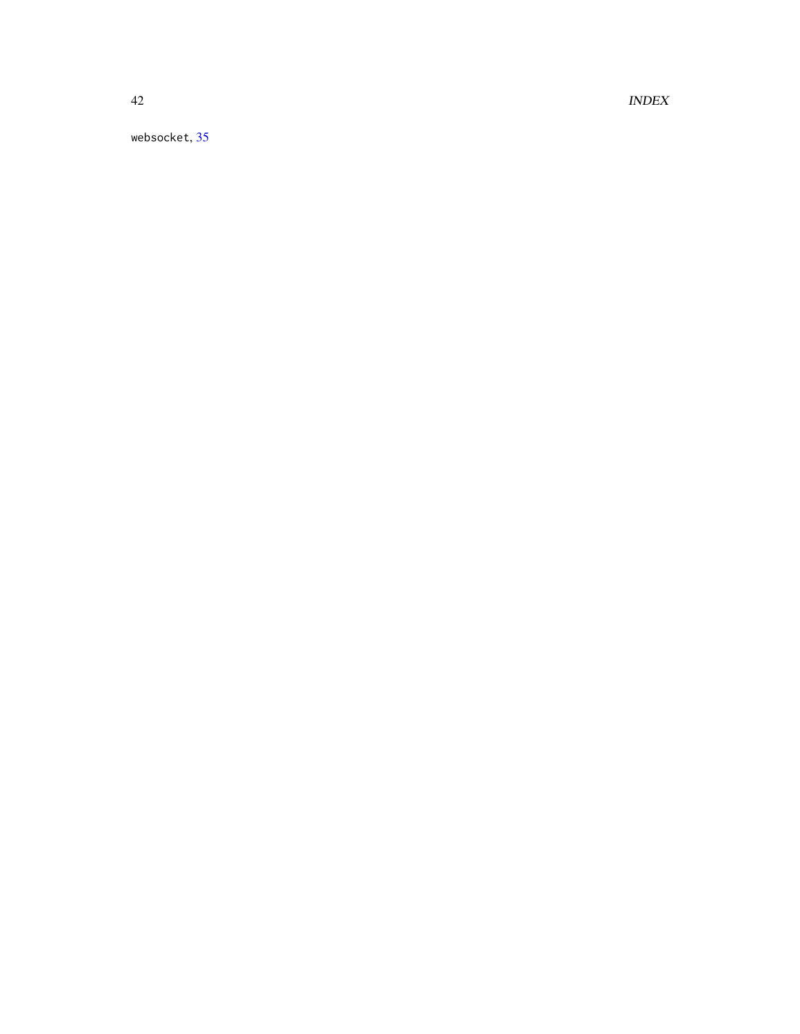websocket, 35